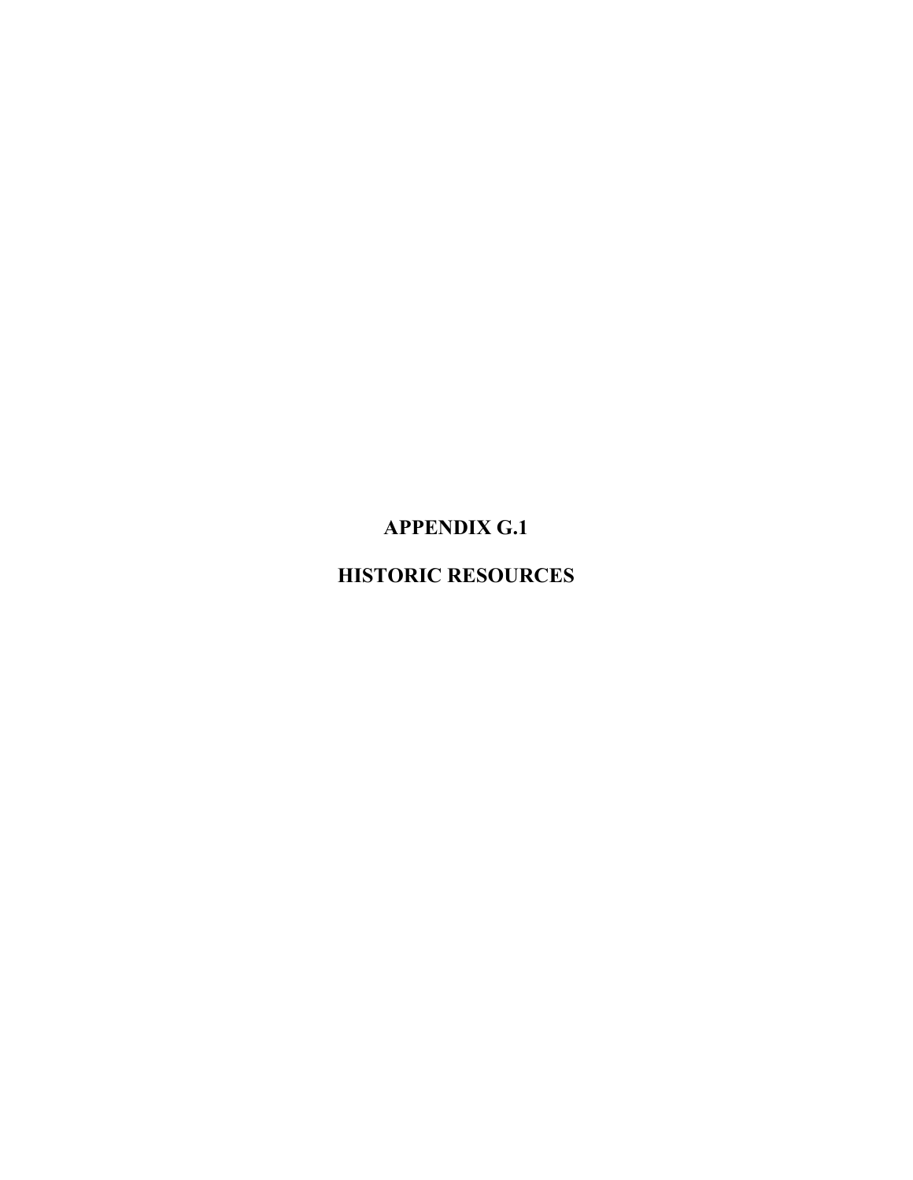# APPENDIX G.1

# HISTORIC RESOURCES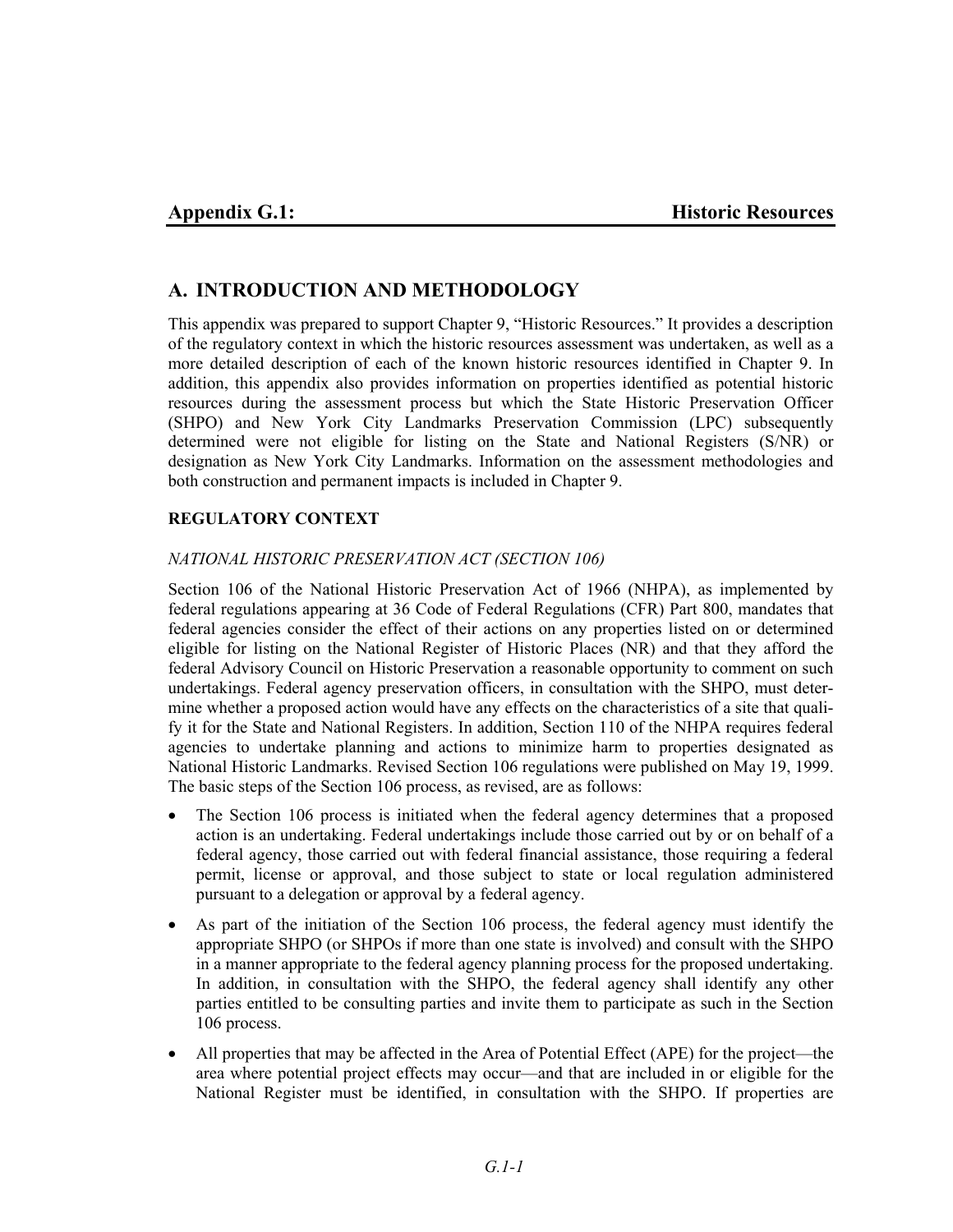# Appendix G.1: Historic Resources

## A. INTRODUCTION AND METHODOLOGY

This appendix was prepared to support Chapter 9, "Historic Resources." It provides a description of the regulatory context in which the historic resources assessment was undertaken, as well as a more detailed description of each of the known historic resources identified in Chapter 9. In addition, this appendix also provides information on properties identified as potential historic resources during the assessment process but which the State Historic Preservation Officer (SHPO) and New York City Landmarks Preservation Commission (LPC) subsequently determined were not eligible for listing on the State and National Registers (S/NR) or designation as New York City Landmarks. Information on the assessment methodologies and both construction and permanent impacts is included in Chapter 9.

### REGULATORY CONTEXT

#### *NATIONAL HISTORIC PRESERVATION ACT (SECTION 106)*

Section 106 of the National Historic Preservation Act of 1966 (NHPA), as implemented by federal regulations appearing at 36 Code of Federal Regulations (CFR) Part 800, mandates that federal agencies consider the effect of their actions on any properties listed on or determined eligible for listing on the National Register of Historic Places (NR) and that they afford the federal Advisory Council on Historic Preservation a reasonable opportunity to comment on such undertakings. Federal agency preservation officers, in consultation with the SHPO, must determine whether a proposed action would have any effects on the characteristics of a site that qualify it for the State and National Registers. In addition, Section 110 of the NHPA requires federal agencies to undertake planning and actions to minimize harm to properties designated as National Historic Landmarks. Revised Section 106 regulations were published on May 19, 1999. The basic steps of the Section 106 process, as revised, are as follows:

- The Section 106 process is initiated when the federal agency determines that a proposed action is an undertaking. Federal undertakings include those carried out by or on behalf of a federal agency, those carried out with federal financial assistance, those requiring a federal permit, license or approval, and those subject to state or local regulation administered pursuant to a delegation or approval by a federal agency.
- As part of the initiation of the Section 106 process, the federal agency must identify the appropriate SHPO (or SHPOs if more than one state is involved) and consult with the SHPO in a manner appropriate to the federal agency planning process for the proposed undertaking. In addition, in consultation with the SHPO, the federal agency shall identify any other parties entitled to be consulting parties and invite them to participate as such in the Section 106 process.
- All properties that may be affected in the Area of Potential Effect (APE) for the project—the area where potential project effects may occur—and that are included in or eligible for the National Register must be identified, in consultation with the SHPO. If properties are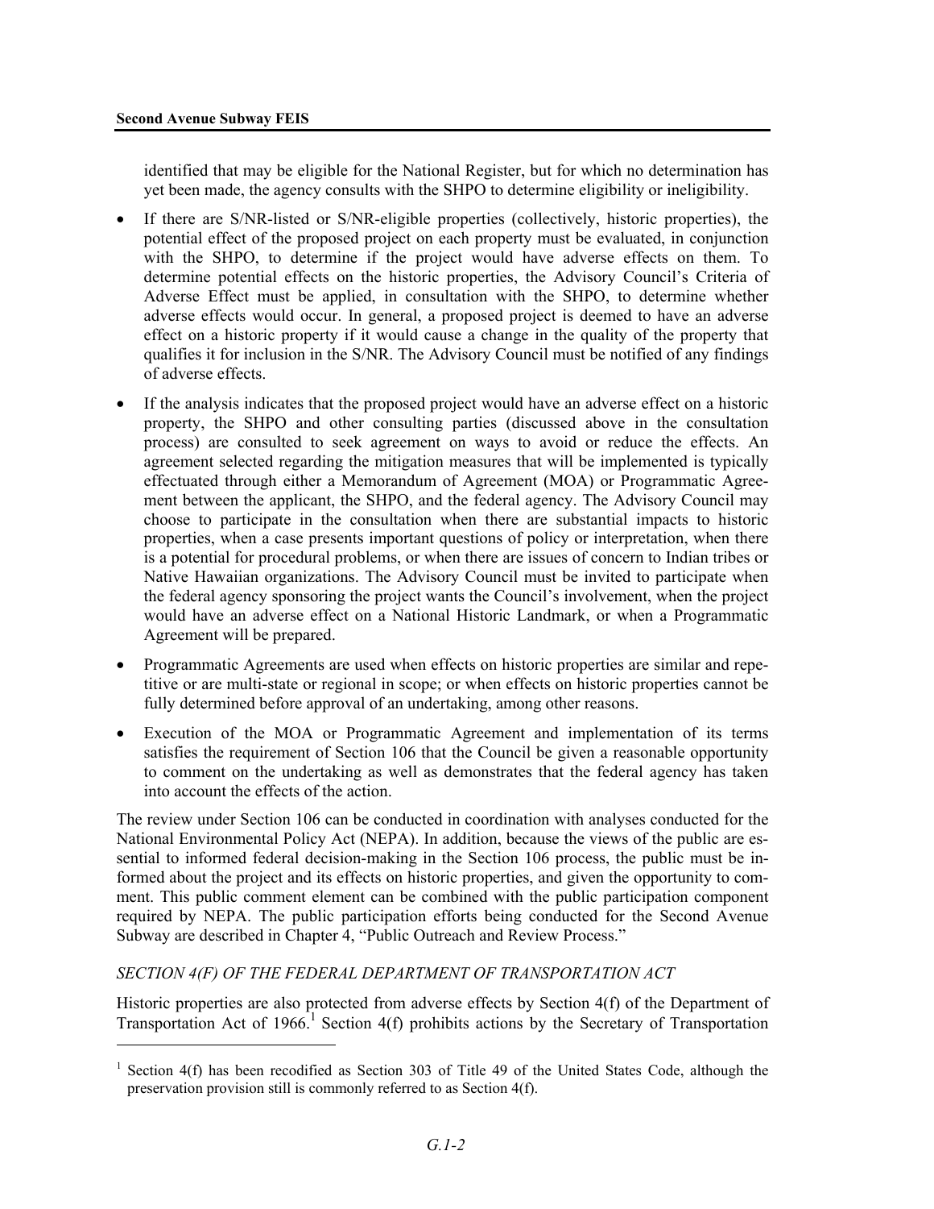identified that may be eligible for the National Register, but for which no determination has yet been made, the agency consults with the SHPO to determine eligibility or ineligibility.

- If there are S/NR-listed or S/NR-eligible properties (collectively, historic properties), the potential effect of the proposed project on each property must be evaluated, in conjunction with the SHPO, to determine if the project would have adverse effects on them. To determine potential effects on the historic properties, the Advisory Council's Criteria of Adverse Effect must be applied, in consultation with the SHPO, to determine whether adverse effects would occur. In general, a proposed project is deemed to have an adverse effect on a historic property if it would cause a change in the quality of the property that qualifies it for inclusion in the S/NR. The Advisory Council must be notified of any findings of adverse effects.
- If the analysis indicates that the proposed project would have an adverse effect on a historic property, the SHPO and other consulting parties (discussed above in the consultation process) are consulted to seek agreement on ways to avoid or reduce the effects. An agreement selected regarding the mitigation measures that will be implemented is typically effectuated through either a Memorandum of Agreement (MOA) or Programmatic Agreement between the applicant, the SHPO, and the federal agency. The Advisory Council may choose to participate in the consultation when there are substantial impacts to historic properties, when a case presents important questions of policy or interpretation, when there is a potential for procedural problems, or when there are issues of concern to Indian tribes or Native Hawaiian organizations. The Advisory Council must be invited to participate when the federal agency sponsoring the project wants the Council's involvement, when the project would have an adverse effect on a National Historic Landmark, or when a Programmatic Agreement will be prepared.
- Programmatic Agreements are used when effects on historic properties are similar and repetitive or are multi-state or regional in scope; or when effects on historic properties cannot be fully determined before approval of an undertaking, among other reasons.
- Execution of the MOA or Programmatic Agreement and implementation of its terms satisfies the requirement of Section 106 that the Council be given a reasonable opportunity to comment on the undertaking as well as demonstrates that the federal agency has taken into account the effects of the action.

The review under Section 106 can be conducted in coordination with analyses conducted for the National Environmental Policy Act (NEPA). In addition, because the views of the public are essential to informed federal decision-making in the Section 106 process, the public must be informed about the project and its effects on historic properties, and given the opportunity to comment. This public comment element can be combined with the public participation component required by NEPA. The public participation efforts being conducted for the Second Avenue Subway are described in Chapter 4, "Public Outreach and Review Process."

*SECTION 4(F) OF THE FEDERAL DEPARTMENT OF TRANSPORTATION ACT*

Historic properties are also protected from adverse effects by Section 4(f) of the Department of Transportation Act of 1966.[1] Section 4(f) prohibits actions by the Secretary of Transportation

[1] Section 4(f) has been recodified as Section 303 of Title 49 of the United States Code, although the preservation provision still is commonly referred to as Section 4(f).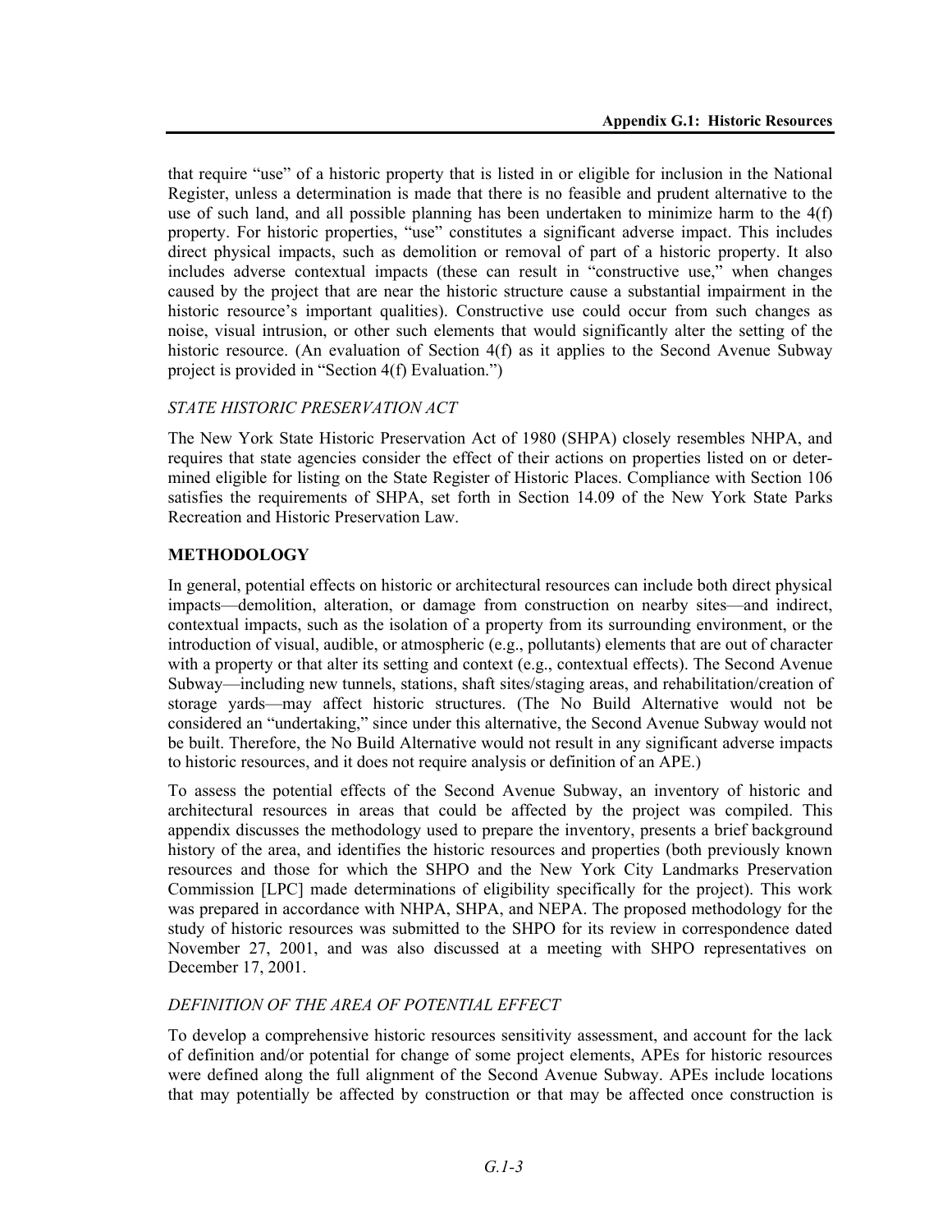that require "use" of a historic property that is listed in or eligible for inclusion in the National Register, unless a determination is made that there is no feasible and prudent alternative to the use of such land, and all possible planning has been undertaken to minimize harm to the 4(f) property. For historic properties, "use" constitutes a significant adverse impact. This includes direct physical impacts, such as demolition or removal of part of a historic property. It also includes adverse contextual impacts (these can result in "constructive use," when changes caused by the project that are near the historic structure cause a substantial impairment in the historic resource's important qualities). Constructive use could occur from such changes as noise, visual intrusion, or other such elements that would significantly alter the setting of the historic resource. (An evaluation of Section 4(f) as it applies to the Second Avenue Subway project is provided in "Section 4(f) Evaluation.")

*STATE HISTORIC PRESERVATION ACT*

The New York State Historic Preservation Act of 1980 (SHPA) closely resembles NHPA, and requires that state agencies consider the effect of their actions on properties listed on or determined eligible for listing on the State Register of Historic Places. Compliance with Section 106 satisfies the requirements of SHPA, set forth in Section 14.09 of the New York State Parks Recreation and Historic Preservation Law.

## METHODOLOGY

In general, potential effects on historic or architectural resources can include both direct physical impacts—demolition, alteration, or damage from construction on nearby sites—and indirect, contextual impacts, such as the isolation of a property from its surrounding environment, or the introduction of visual, audible, or atmospheric (e.g., pollutants) elements that are out of character with a property or that alter its setting and context (e.g., contextual effects). The Second Avenue Subway—including new tunnels, stations, shaft sites/staging areas, and rehabilitation/creation of storage yards—may affect historic structures. (The No Build Alternative would not be considered an "undertaking," since under this alternative, the Second Avenue Subway would not be built. Therefore, the No Build Alternative would not result in any significant adverse impacts to historic resources, and it does not require analysis or definition of an APE.)

To assess the potential effects of the Second Avenue Subway, an inventory of historic and architectural resources in areas that could be affected by the project was compiled. This appendix discusses the methodology used to prepare the inventory, presents a brief background history of the area, and identifies the historic resources and properties (both previously known resources and those for which the SHPO and the New York City Landmarks Preservation Commission [LPC] made determinations of eligibility specifically for the project). This work was prepared in accordance with NHPA, SHPA, and NEPA. The proposed methodology for the study of historic resources was submitted to the SHPO for its review in correspondence dated November 27, 2001, and was also discussed at a meeting with SHPO representatives on December 17, 2001.

*DEFINITION OF THE AREA OF POTENTIAL EFFECT*

To develop a comprehensive historic resources sensitivity assessment, and account for the lack of definition and/or potential for change of some project elements, APEs for historic resources were defined along the full alignment of the Second Avenue Subway. APEs include locations that may potentially be affected by construction or that may be affected once construction is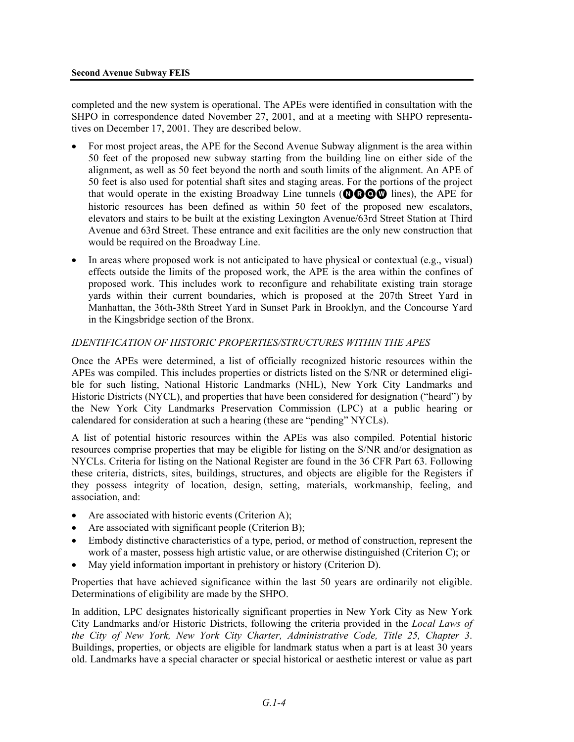completed and the new system is operational. The APEs were identified in consultation with the SHPO in correspondence dated November 27, 2001, and at a meeting with SHPO representatives on December 17, 2001. They are described below.

- For most project areas, the APE for the Second Avenue Subway alignment is the area within 50 feet of the proposed new subway starting from the building line on either side of the alignment, as well as 50 feet beyond the north and south limits of the alignment. An APE of 50 feet is also used for potential shaft sites and staging areas. For the portions of the project that would operate in the existing Broadway Line tunnels (N R Q W lines), the APE for historic resources has been defined as within 50 feet of the proposed new escalators, elevators and stairs to be built at the existing Lexington Avenue/63rd Street Station at Third Avenue and 63rd Street. These entrance and exit facilities are the only new construction that would be required on the Broadway Line.
- In areas where proposed work is not anticipated to have physical or contextual (e.g., visual) effects outside the limits of the proposed work, the APE is the area within the confines of proposed work. This includes work to reconfigure and rehabilitate existing train storage yards within their current boundaries, which is proposed at the 207th Street Yard in Manhattan, the 36th-38th Street Yard in Sunset Park in Brooklyn, and the Concourse Yard in the Kingsbridge section of the Bronx.

*IDENTIFICATION OF HISTORIC PROPERTIES/STRUCTURES WITHIN THE APES*

Once the APEs were determined, a list of officially recognized historic resources within the APEs was compiled. This includes properties or districts listed on the S/NR or determined eligible for such listing, National Historic Landmarks (NHL), New York City Landmarks and Historic Districts (NYCL), and properties that have been considered for designation ("heard") by the New York City Landmarks Preservation Commission (LPC) at a public hearing or calendared for consideration at such a hearing (these are "pending" NYCLs).

A list of potential historic resources within the APEs was also compiled. Potential historic resources comprise properties that may be eligible for listing on the S/NR and/or designation as NYCLs. Criteria for listing on the National Register are found in the 36 CFR Part 63. Following these criteria, districts, sites, buildings, structures, and objects are eligible for the Registers if they possess integrity of location, design, setting, materials, workmanship, feeling, and association, and:

- Are associated with historic events (Criterion A);
- Are associated with significant people (Criterion B);
- Embody distinctive characteristics of a type, period, or method of construction, represent the work of a master, possess high artistic value, or are otherwise distinguished (Criterion C); or
- May yield information important in prehistory or history (Criterion D).

Properties that have achieved significance within the last 50 years are ordinarily not eligible. Determinations of eligibility are made by the SHPO.

In addition, LPC designates historically significant properties in New York City as New York City Landmarks and/or Historic Districts, following the criteria provided in the *Local Laws of the City of New York, New York City Charter, Administrative Code, Title 25, Chapter 3*. Buildings, properties, or objects are eligible for landmark status when a part is at least 30 years old. Landmarks have a special character or special historical or aesthetic interest or value as part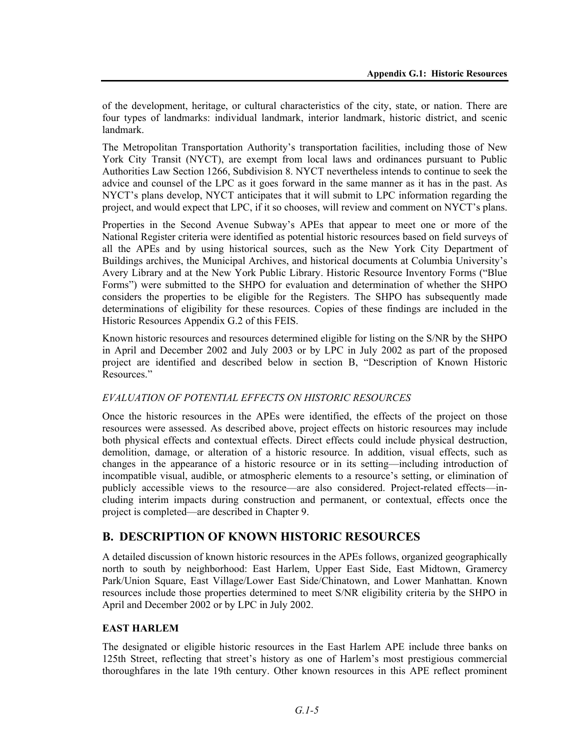of the development, heritage, or cultural characteristics of the city, state, or nation. There are four types of landmarks: individual landmark, interior landmark, historic district, and scenic landmark.

The Metropolitan Transportation Authority's transportation facilities, including those of New York City Transit (NYCT), are exempt from local laws and ordinances pursuant to Public Authorities Law Section 1266, Subdivision 8. NYCT nevertheless intends to continue to seek the advice and counsel of the LPC as it goes forward in the same manner as it has in the past. As NYCT's plans develop, NYCT anticipates that it will submit to LPC information regarding the project, and would expect that LPC, if it so chooses, will review and comment on NYCT's plans.

Properties in the Second Avenue Subway's APEs that appear to meet one or more of the National Register criteria were identified as potential historic resources based on field surveys of all the APEs and by using historical sources, such as the New York City Department of Buildings archives, the Municipal Archives, and historical documents at Columbia University's Avery Library and at the New York Public Library. Historic Resource Inventory Forms ("Blue Forms") were submitted to the SHPO for evaluation and determination of whether the SHPO considers the properties to be eligible for the Registers. The SHPO has subsequently made determinations of eligibility for these resources. Copies of these findings are included in the Historic Resources Appendix G.2 of this FEIS.

Known historic resources and resources determined eligible for listing on the S/NR by the SHPO in April and December 2002 and July 2003 or by LPC in July 2002 as part of the proposed project are identified and described below in section B, "Description of Known Historic Resources."

*EVALUATION OF POTENTIAL EFFECTS ON HISTORIC RESOURCES*

Once the historic resources in the APEs were identified, the effects of the project on those resources were assessed. As described above, project effects on historic resources may include both physical effects and contextual effects. Direct effects could include physical destruction, demolition, damage, or alteration of a historic resource. In addition, visual effects, such as changes in the appearance of a historic resource or in its setting—including introduction of incompatible visual, audible, or atmospheric elements to a resource's setting, or elimination of publicly accessible views to the resource—are also considered. Project-related effects—including interim impacts during construction and permanent, or contextual, effects once the project is completed—are described in Chapter 9.

## B. DESCRIPTION OF KNOWN HISTORIC RESOURCES

A detailed discussion of known historic resources in the APEs follows, organized geographically north to south by neighborhood: East Harlem, Upper East Side, East Midtown, Gramercy Park/Union Square, East Village/Lower East Side/Chinatown, and Lower Manhattan. Known resources include those properties determined to meet S/NR eligibility criteria by the SHPO in April and December 2002 or by LPC in July 2002.

### EAST HARLEM

The designated or eligible historic resources in the East Harlem APE include three banks on 125th Street, reflecting that street's history as one of Harlem's most prestigious commercial thoroughfares in the late 19th century. Other known resources in this APE reflect prominent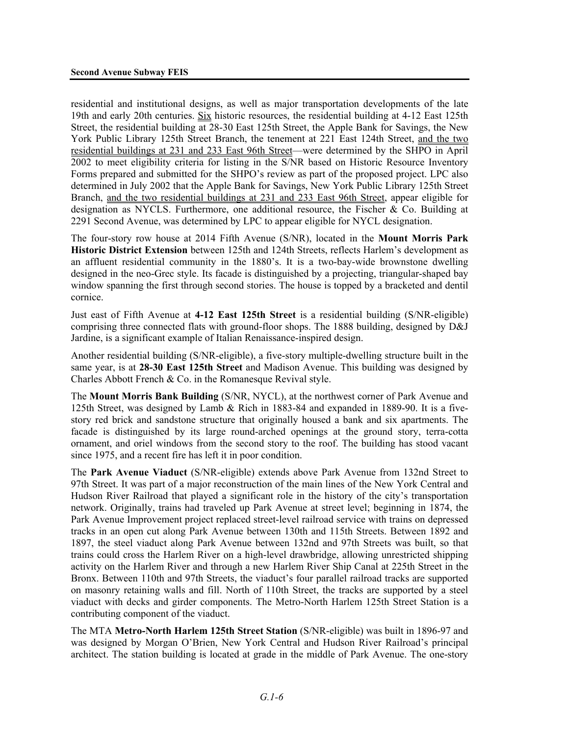residential and institutional designs, as well as major transportation developments of the late 19th and early 20th centuries. Six historic resources, the residential building at 4-12 East 125th Street, the residential building at 28-30 East 125th Street, the Apple Bank for Savings, the New York Public Library 125th Street Branch, the tenement at 221 East 124th Street, and the two residential buildings at 231 and 233 East 96th Street—were determined by the SHPO in April 2002 to meet eligibility criteria for listing in the S/NR based on Historic Resource Inventory Forms prepared and submitted for the SHPO's review as part of the proposed project. LPC also determined in July 2002 that the Apple Bank for Savings, New York Public Library 125th Street Branch, and the two residential buildings at 231 and 233 East 96th Street, appear eligible for designation as NYCLS. Furthermore, one additional resource, the Fischer & Co. Building at 2291 Second Avenue, was determined by LPC to appear eligible for NYCL designation.

The four-story row house at 2014 Fifth Avenue (S/NR), located in the **Mount Morris Park Historic District Extension** between 125th and 124th Streets, reflects Harlem's development as an affluent residential community in the 1880's. It is a two-bay-wide brownstone dwelling designed in the neo-Grec style. Its facade is distinguished by a projecting, triangular-shaped bay window spanning the first through second stories. The house is topped by a bracketed and dentil cornice.

Just east of Fifth Avenue at **4-12 East 125th Street** is a residential building (S/NR-eligible) comprising three connected flats with ground-floor shops. The 1888 building, designed by D&J Jardine, is a significant example of Italian Renaissance-inspired design.

Another residential building (S/NR-eligible), a five-story multiple-dwelling structure built in the same year, is at **28-30 East 125th Street** and Madison Avenue. This building was designed by Charles Abbott French & Co. in the Romanesque Revival style.

The **Mount Morris Bank Building** (S/NR, NYCL), at the northwest corner of Park Avenue and 125th Street, was designed by Lamb & Rich in 1883-84 and expanded in 1889-90. It is a five-story red brick and sandstone structure that originally housed a bank and six apartments. The facade is distinguished by its large round-arched openings at the ground story, terra-cotta ornament, and oriel windows from the second story to the roof. The building has stood vacant since 1975, and a recent fire has left it in poor condition.

The **Park Avenue Viaduct** (S/NR-eligible) extends above Park Avenue from 132nd Street to 97th Street. It was part of a major reconstruction of the main lines of the New York Central and Hudson River Railroad that played a significant role in the history of the city's transportation network. Originally, trains had traveled up Park Avenue at street level; beginning in 1874, the Park Avenue Improvement project replaced street-level railroad service with trains on depressed tracks in an open cut along Park Avenue between 130th and 115th Streets. Between 1892 and 1897, the steel viaduct along Park Avenue between 132nd and 97th Streets was built, so that trains could cross the Harlem River on a high-level drawbridge, allowing unrestricted shipping activity on the Harlem River and through a new Harlem River Ship Canal at 225th Street in the Bronx. Between 110th and 97th Streets, the viaduct's four parallel railroad tracks are supported on masonry retaining walls and fill. North of 110th Street, the tracks are supported by a steel viaduct with decks and girder components. The Metro-North Harlem 125th Street Station is a contributing component of the viaduct.

The MTA **Metro-North Harlem 125th Street Station** (S/NR-eligible) was built in 1896-97 and was designed by Morgan O'Brien, New York Central and Hudson River Railroad's principal architect. The station building is located at grade in the middle of Park Avenue. The one-story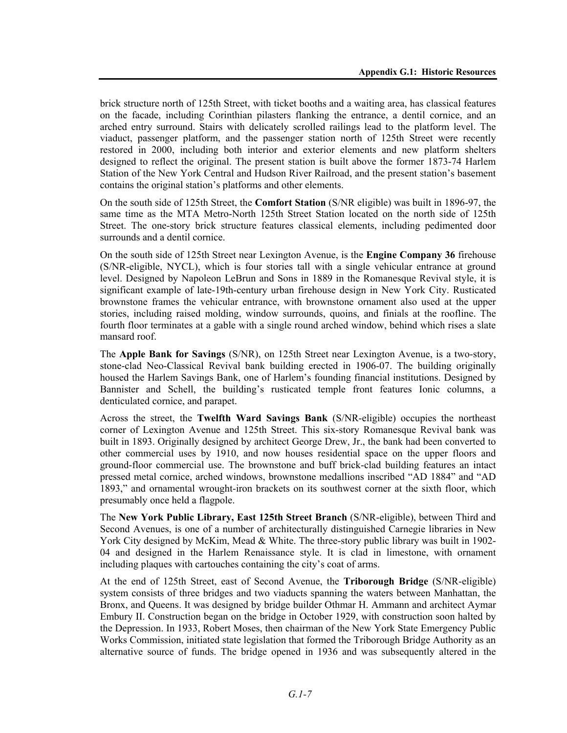brick structure north of 125th Street, with ticket booths and a waiting area, has classical features on the facade, including Corinthian pilasters flanking the entrance, a dentil cornice, and an arched entry surround. Stairs with delicately scrolled railings lead to the platform level. The viaduct, passenger platform, and the passenger station north of 125th Street were recently restored in 2000, including both interior and exterior elements and new platform shelters designed to reflect the original. The present station is built above the former 1873-74 Harlem Station of the New York Central and Hudson River Railroad, and the present station's basement contains the original station's platforms and other elements.

On the south side of 125th Street, the **Comfort Station** (S/NR eligible) was built in 1896-97, the same time as the MTA Metro-North 125th Street Station located on the north side of 125th Street. The one-story brick structure features classical elements, including pedimented door surrounds and a dentil cornice.

On the south side of 125th Street near Lexington Avenue, is the **Engine Company 36** firehouse (S/NR-eligible, NYCL), which is four stories tall with a single vehicular entrance at ground level. Designed by Napoleon LeBrun and Sons in 1889 in the Romanesque Revival style, it is significant example of late-19th-century urban firehouse design in New York City. Rusticated brownstone frames the vehicular entrance, with brownstone ornament also used at the upper stories, including raised molding, window surrounds, quoins, and finials at the roofline. The fourth floor terminates at a gable with a single round arched window, behind which rises a slate mansard roof.

The **Apple Bank for Savings** (S/NR), on 125th Street near Lexington Avenue, is a two-story, stone-clad Neo-Classical Revival bank building erected in 1906-07. The building originally housed the Harlem Savings Bank, one of Harlem's founding financial institutions. Designed by Bannister and Schell, the building's rusticated temple front features Ionic columns, a denticulated cornice, and parapet.

Across the street, the **Twelfth Ward Savings Bank** (S/NR-eligible) occupies the northeast corner of Lexington Avenue and 125th Street. This six-story Romanesque Revival bank was built in 1893. Originally designed by architect George Drew, Jr., the bank had been converted to other commercial uses by 1910, and now houses residential space on the upper floors and ground-floor commercial use. The brownstone and buff brick-clad building features an intact pressed metal cornice, arched windows, brownstone medallions inscribed "AD 1884" and "AD 1893," and ornamental wrought-iron brackets on its southwest corner at the sixth floor, which presumably once held a flagpole.

The **New York Public Library, East 125th Street Branch** (S/NR-eligible), between Third and Second Avenues, is one of a number of architecturally distinguished Carnegie libraries in New York City designed by McKim, Mead & White. The three-story public library was built in 1902-04 and designed in the Harlem Renaissance style. It is clad in limestone, with ornament including plaques with cartouches containing the city's coat of arms.

At the end of 125th Street, east of Second Avenue, the **Triborough Bridge** (S/NR-eligible) system consists of three bridges and two viaducts spanning the waters between Manhattan, the Bronx, and Queens. It was designed by bridge builder Othmar H. Ammann and architect Aymar Embury II. Construction began on the bridge in October 1929, with construction soon halted by the Depression. In 1933, Robert Moses, then chairman of the New York State Emergency Public Works Commission, initiated state legislation that formed the Triborough Bridge Authority as an alternative source of funds. The bridge opened in 1936 and was subsequently altered in the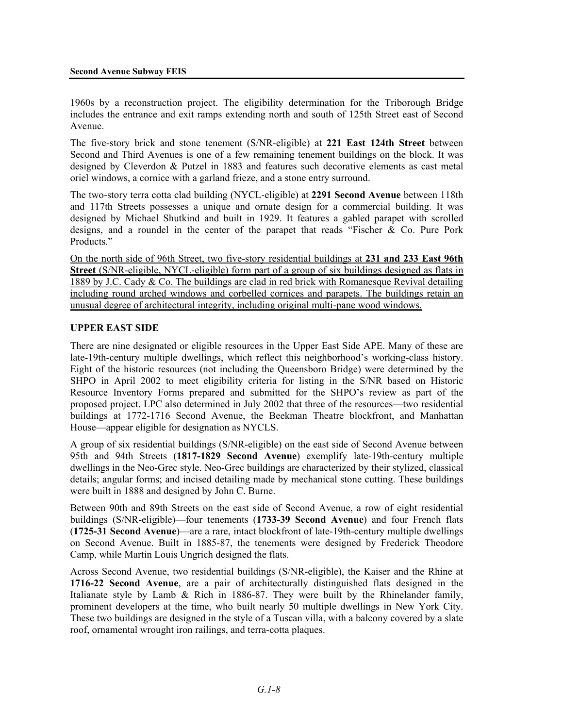1960s by a reconstruction project. The eligibility determination for the Triborough Bridge includes the entrance and exit ramps extending north and south of 125th Street east of Second Avenue.

The five-story brick and stone tenement (S/NR-eligible) at **221 East 124th Street** between Second and Third Avenues is one of a few remaining tenement buildings on the block. It was designed by Cleverdon & Putzel in 1883 and features such decorative elements as cast metal oriel windows, a cornice with a garland frieze, and a stone entry surround.

The two-story terra cotta clad building (NYCL-eligible) at **2291 Second Avenue** between 118th and 117th Streets possesses a unique and ornate design for a commercial building. It was designed by Michael Shutkind and built in 1929. It features a gabled parapet with scrolled designs, and a roundel in the center of the parapet that reads "Fischer & Co. Pure Pork Products."

<u>On the north side of 96th Street, two five-story residential buildings at **231 and 233 East 96th Street** (S/NR-eligible, NYCL-eligible) form part of a group of six buildings designed as flats in 1889 by J.C. Cady & Co. The buildings are clad in red brick with Romanesque Revival detailing including round arched windows and corbelled cornices and parapets. The buildings retain an unusual degree of architectural integrity, including original multi-pane wood windows.</u>

## UPPER EAST SIDE

There are nine designated or eligible resources in the Upper East Side APE. Many of these are late-19th-century multiple dwellings, which reflect this neighborhood's working-class history. Eight of the historic resources (not including the Queensboro Bridge) were determined by the SHPO in April 2002 to meet eligibility criteria for listing in the S/NR based on Historic Resource Inventory Forms prepared and submitted for the SHPO's review as part of the proposed project. LPC also determined in July 2002 that three of the resources—two residential buildings at 1772-1716 Second Avenue, the Beekman Theatre blockfront, and Manhattan House—appear eligible for designation as NYCLS.

A group of six residential buildings (S/NR-eligible) on the east side of Second Avenue between 95th and 94th Streets (**1817-1829 Second Avenue**) exemplify late-19th-century multiple dwellings in the Neo-Grec style. Neo-Grec buildings are characterized by their stylized, classical details; angular forms; and incised detailing made by mechanical stone cutting. These buildings were built in 1888 and designed by John C. Burne.

Between 90th and 89th Streets on the east side of Second Avenue, a row of eight residential buildings (S/NR-eligible)—four tenements (**1733-39 Second Avenue**) and four French flats (**1725-31 Second Avenue**)—are a rare, intact blockfront of late-19th-century multiple dwellings on Second Avenue. Built in 1885-87, the tenements were designed by Frederick Theodore Camp, while Martin Louis Ungrich designed the flats.

Across Second Avenue, two residential buildings (S/NR-eligible), the Kaiser and the Rhine at **1716-22 Second Avenue**, are a pair of architecturally distinguished flats designed in the Italianate style by Lamb & Rich in 1886-87. They were built by the Rhinelander family, prominent developers at the time, who built nearly 50 multiple dwellings in New York City. These two buildings are designed in the style of a Tuscan villa, with a balcony covered by a slate roof, ornamental wrought iron railings, and terra-cotta plaques.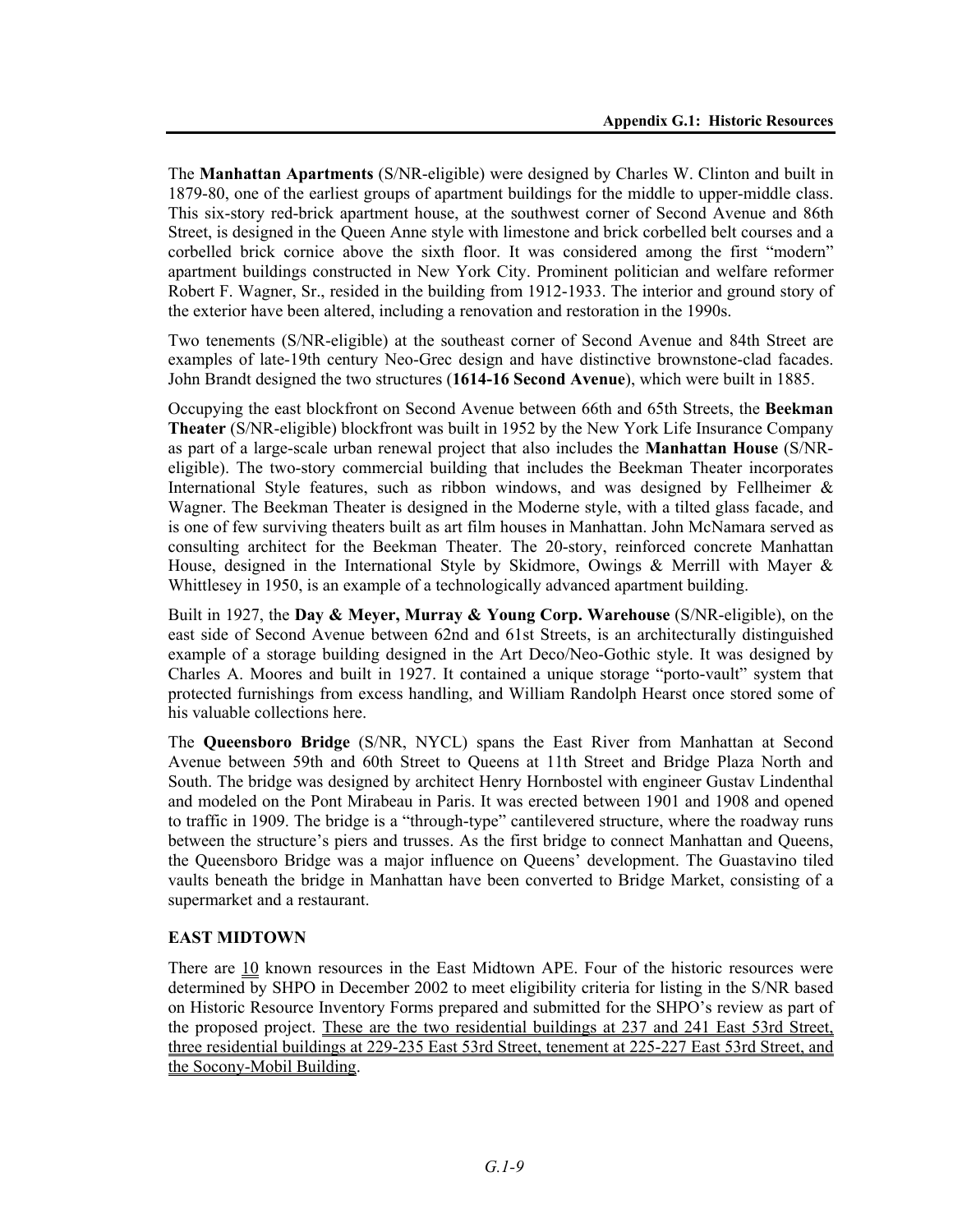The **Manhattan Apartments** (S/NR-eligible) were designed by Charles W. Clinton and built in 1879-80, one of the earliest groups of apartment buildings for the middle to upper-middle class. This six-story red-brick apartment house, at the southwest corner of Second Avenue and 86th Street, is designed in the Queen Anne style with limestone and brick corbelled belt courses and a corbelled brick cornice above the sixth floor. It was considered among the first "modern" apartment buildings constructed in New York City. Prominent politician and welfare reformer Robert F. Wagner, Sr., resided in the building from 1912-1933. The interior and ground story of the exterior have been altered, including a renovation and restoration in the 1990s.

Two tenements (S/NR-eligible) at the southeast corner of Second Avenue and 84th Street are examples of late-19th century Neo-Grec design and have distinctive brownstone-clad facades. John Brandt designed the two structures (**1614-16 Second Avenue**), which were built in 1885.

Occupying the east blockfront on Second Avenue between 66th and 65th Streets, the **Beekman Theater** (S/NR-eligible) blockfront was built in 1952 by the New York Life Insurance Company as part of a large-scale urban renewal project that also includes the **Manhattan House** (S/NR-eligible). The two-story commercial building that includes the Beekman Theater incorporates International Style features, such as ribbon windows, and was designed by Fellheimer & Wagner. The Beekman Theater is designed in the Moderne style, with a tilted glass facade, and is one of few surviving theaters built as art film houses in Manhattan. John McNamara served as consulting architect for the Beekman Theater. The 20-story, reinforced concrete Manhattan House, designed in the International Style by Skidmore, Owings & Merrill with Mayer & Whittlesey in 1950, is an example of a technologically advanced apartment building.

Built in 1927, the **Day & Meyer, Murray & Young Corp. Warehouse** (S/NR-eligible), on the east side of Second Avenue between 62nd and 61st Streets, is an architecturally distinguished example of a storage building designed in the Art Deco/Neo-Gothic style. It was designed by Charles A. Moores and built in 1927. It contained a unique storage "porto-vault" system that protected furnishings from excess handling, and William Randolph Hearst once stored some of his valuable collections here.

The **Queensboro Bridge** (S/NR, NYCL) spans the East River from Manhattan at Second Avenue between 59th and 60th Street to Queens at 11th Street and Bridge Plaza North and South. The bridge was designed by architect Henry Hornbostel with engineer Gustav Lindenthal and modeled on the Pont Mirabeau in Paris. It was erected between 1901 and 1908 and opened to traffic in 1909. The bridge is a "through-type" cantilevered structure, where the roadway runs between the structure's piers and trusses. As the first bridge to connect Manhattan and Queens, the Queensboro Bridge was a major influence on Queens' development. The Guastavino tiled vaults beneath the bridge in Manhattan have been converted to Bridge Market, consisting of a supermarket and a restaurant.

## EAST MIDTOWN

There are 10 known resources in the East Midtown APE. Four of the historic resources were determined by SHPO in December 2002 to meet eligibility criteria for listing in the S/NR based on Historic Resource Inventory Forms prepared and submitted for the SHPO's review as part of the proposed project. These are the two residential buildings at 237 and 241 East 53rd Street, three residential buildings at 229-235 East 53rd Street, tenement at 225-227 East 53rd Street, and the Socony-Mobil Building.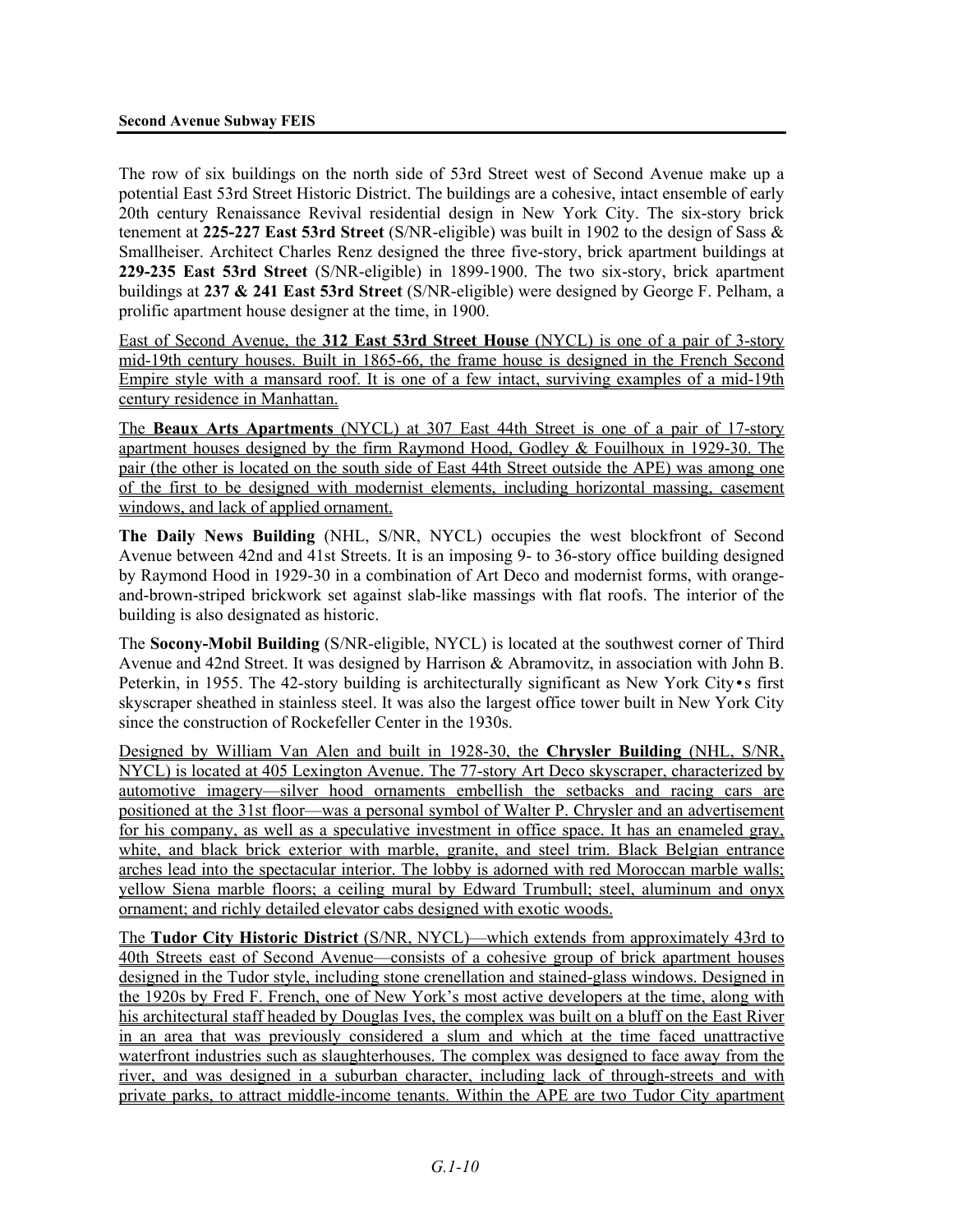The row of six buildings on the north side of 53rd Street west of Second Avenue make up a potential East 53rd Street Historic District. The buildings are a cohesive, intact ensemble of early 20th century Renaissance Revival residential design in New York City. The six-story brick tenement at **225-227 East 53rd Street** (S/NR-eligible) was built in 1902 to the design of Sass & Smallheiser. Architect Charles Renz designed the three five-story, brick apartment buildings at **229-235 East 53rd Street** (S/NR-eligible) in 1899-1900. The two six-story, brick apartment buildings at **237 & 241 East 53rd Street** (S/NR-eligible) were designed by George F. Pelham, a prolific apartment house designer at the time, in 1900.

East of Second Avenue, the **312 East 53rd Street House** (NYCL) is one of a pair of 3-story mid-19th century houses. Built in 1865-66, the frame house is designed in the French Second Empire style with a mansard roof. It is one of a few intact, surviving examples of a mid-19th century residence in Manhattan.

The **Beaux Arts Apartments** (NYCL) at 307 East 44th Street is one of a pair of 17-story apartment houses designed by the firm Raymond Hood, Godley & Fouilhoux in 1929-30. The pair (the other is located on the south side of East 44th Street outside the APE) was among one of the first to be designed with modernist elements, including horizontal massing, casement windows, and lack of applied ornament.

**The Daily News Building** (NHL, S/NR, NYCL) occupies the west blockfront of Second Avenue between 42nd and 41st Streets. It is an imposing 9- to 36-story office building designed by Raymond Hood in 1929-30 in a combination of Art Deco and modernist forms, with orange-and-brown-striped brickwork set against slab-like massings with flat roofs. The interior of the building is also designated as historic.

The **Socony-Mobil Building** (S/NR-eligible, NYCL) is located at the southwest corner of Third Avenue and 42nd Street. It was designed by Harrison & Abramovitz, in association with John B. Peterkin, in 1955. The 42-story building is architecturally significant as New York City•s first skyscraper sheathed in stainless steel. It was also the largest office tower built in New York City since the construction of Rockefeller Center in the 1930s.

Designed by William Van Alen and built in 1928-30, the **Chrysler Building** (NHL, S/NR, NYCL) is located at 405 Lexington Avenue. The 77-story Art Deco skyscraper, characterized by automotive imagery—silver hood ornaments embellish the setbacks and racing cars are positioned at the 31st floor—was a personal symbol of Walter P. Chrysler and an advertisement for his company, as well as a speculative investment in office space. It has an enameled gray, white, and black brick exterior with marble, granite, and steel trim. Black Belgian entrance arches lead into the spectacular interior. The lobby is adorned with red Moroccan marble walls; yellow Siena marble floors; a ceiling mural by Edward Trumbull; steel, aluminum and onyx ornament; and richly detailed elevator cabs designed with exotic woods.

The **Tudor City Historic District** (S/NR, NYCL)—which extends from approximately 43rd to 40th Streets east of Second Avenue—consists of a cohesive group of brick apartment houses designed in the Tudor style, including stone crenellation and stained-glass windows. Designed in the 1920s by Fred F. French, one of New York's most active developers at the time, along with his architectural staff headed by Douglas Ives, the complex was built on a bluff on the East River in an area that was previously considered a slum and which at the time faced unattractive waterfront industries such as slaughterhouses. The complex was designed to face away from the river, and was designed in a suburban character, including lack of through-streets and with private parks, to attract middle-income tenants. Within the APE are two Tudor City apartment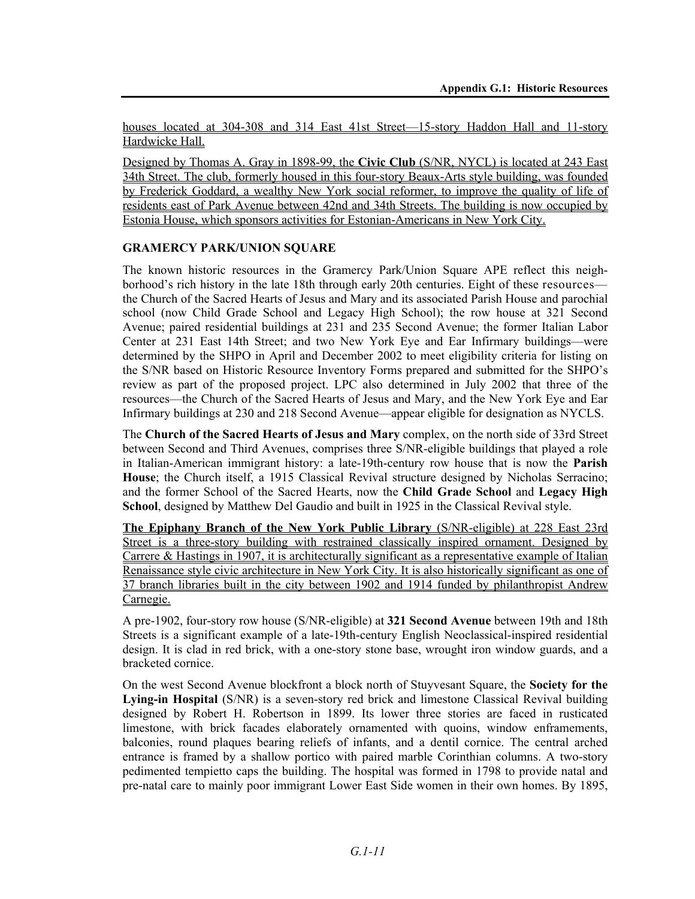houses located at 304-308 and 314 East 41st Street—15-story Haddon Hall and 11-story Hardwicke Hall.

Designed by Thomas A. Gray in 1898-99, the **Civic Club** (S/NR, NYCL) is located at 243 East 34th Street. The club, formerly housed in this four-story Beaux-Arts style building, was founded by Frederick Goddard, a wealthy New York social reformer, to improve the quality of life of residents east of Park Avenue between 42nd and 34th Streets. The building is now occupied by Estonia House, which sponsors activities for Estonian-Americans in New York City.

### GRAMERCY PARK/UNION SQUARE

The known historic resources in the Gramercy Park/Union Square APE reflect this neighborhood's rich history in the late 18th through early 20th centuries. Eight of these resources—the Church of the Sacred Hearts of Jesus and Mary and its associated Parish House and parochial school (now Child Grade School and Legacy High School); the row house at 321 Second Avenue; paired residential buildings at 231 and 235 Second Avenue; the former Italian Labor Center at 231 East 14th Street; and two New York Eye and Ear Infirmary buildings—were determined by the SHPO in April and December 2002 to meet eligibility criteria for listing on the S/NR based on Historic Resource Inventory Forms prepared and submitted for the SHPO's review as part of the proposed project. LPC also determined in July 2002 that three of the resources—the Church of the Sacred Hearts of Jesus and Mary, and the New York Eye and Ear Infirmary buildings at 230 and 218 Second Avenue—appear eligible for designation as NYCLS.

The **Church of the Sacred Hearts of Jesus and Mary** complex, on the north side of 33rd Street between Second and Third Avenues, comprises three S/NR-eligible buildings that played a role in Italian-American immigrant history: a late-19th-century row house that is now the **Parish House**; the Church itself, a 1915 Classical Revival structure designed by Nicholas Serracino; and the former School of the Sacred Hearts, now the **Child Grade School** and **Legacy High School**, designed by Matthew Del Gaudio and built in 1925 in the Classical Revival style.

**The Epiphany Branch of the New York Public Library** (S/NR-eligible) at 228 East 23rd Street is a three-story building with restrained classically inspired ornament. Designed by Carrere & Hastings in 1907, it is architecturally significant as a representative example of Italian Renaissance style civic architecture in New York City. It is also historically significant as one of 37 branch libraries built in the city between 1902 and 1914 funded by philanthropist Andrew Carnegie.

A pre-1902, four-story row house (S/NR-eligible) at **321 Second Avenue** between 19th and 18th Streets is a significant example of a late-19th-century English Neoclassical-inspired residential design. It is clad in red brick, with a one-story stone base, wrought iron window guards, and a bracketed cornice.

On the west Second Avenue blockfront a block north of Stuyvesant Square, the **Society for the Lying-in Hospital** (S/NR) is a seven-story red brick and limestone Classical Revival building designed by Robert H. Robertson in 1899. Its lower three stories are faced in rusticated limestone, with brick facades elaborately ornamented with quoins, window enframements, balconies, round plaques bearing reliefs of infants, and a dentil cornice. The central arched entrance is framed by a shallow portico with paired marble Corinthian columns. A two-story pedimented tempietto caps the building. The hospital was formed in 1798 to provide natal and pre-natal care to mainly poor immigrant Lower East Side women in their own homes. By 1895,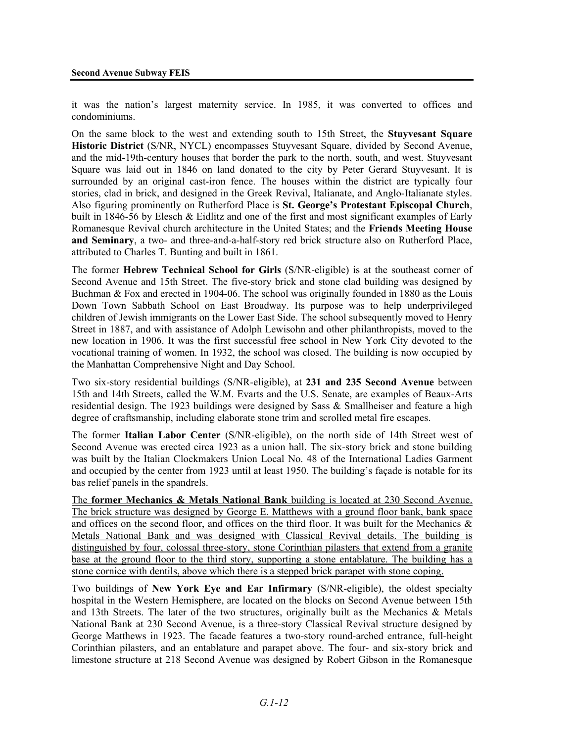it was the nation's largest maternity service. In 1985, it was converted to offices and condominiums.

On the same block to the west and extending south to 15th Street, the **Stuyvesant Square Historic District** (S/NR, NYCL) encompasses Stuyvesant Square, divided by Second Avenue, and the mid-19th-century houses that border the park to the north, south, and west. Stuyvesant Square was laid out in 1846 on land donated to the city by Peter Gerard Stuyvesant. It is surrounded by an original cast-iron fence. The houses within the district are typically four stories, clad in brick, and designed in the Greek Revival, Italianate, and Anglo-Italianate styles. Also figuring prominently on Rutherford Place is **St. George's Protestant Episcopal Church**, built in 1846-56 by Elesch & Eidlitz and one of the first and most significant examples of Early Romanesque Revival church architecture in the United States; and the **Friends Meeting House and Seminary**, a two- and three-and-a-half-story red brick structure also on Rutherford Place, attributed to Charles T. Bunting and built in 1861.

The former **Hebrew Technical School for Girls** (S/NR-eligible) is at the southeast corner of Second Avenue and 15th Street. The five-story brick and stone clad building was designed by Buchman & Fox and erected in 1904-06. The school was originally founded in 1880 as the Louis Down Town Sabbath School on East Broadway. Its purpose was to help underprivileged children of Jewish immigrants on the Lower East Side. The school subsequently moved to Henry Street in 1887, and with assistance of Adolph Lewisohn and other philanthropists, moved to the new location in 1906. It was the first successful free school in New York City devoted to the vocational training of women. In 1932, the school was closed. The building is now occupied by the Manhattan Comprehensive Night and Day School.

Two six-story residential buildings (S/NR-eligible), at **231 and 235 Second Avenue** between 15th and 14th Streets, called the W.M. Evarts and the U.S. Senate, are examples of Beaux-Arts residential design. The 1923 buildings were designed by Sass & Smallheiser and feature a high degree of craftsmanship, including elaborate stone trim and scrolled metal fire escapes.

The former **Italian Labor Center** (S/NR-eligible), on the north side of 14th Street west of Second Avenue was erected circa 1923 as a union hall. The six-story brick and stone building was built by the Italian Clockmakers Union Local No. 48 of the International Ladies Garment and occupied by the center from 1923 until at least 1950. The building's façade is notable for its bas relief panels in the spandrels.

The **former Mechanics & Metals National Bank** building is located at 230 Second Avenue. The brick structure was designed by George E. Matthews with a ground floor bank, bank space and offices on the second floor, and offices on the third floor. It was built for the Mechanics & Metals National Bank and was designed with Classical Revival details. The building is distinguished by four, colossal three-story, stone Corinthian pilasters that extend from a granite base at the ground floor to the third story, supporting a stone entablature. The building has a stone cornice with dentils, above which there is a stepped brick parapet with stone coping.

Two buildings of **New York Eye and Ear Infirmary** (S/NR-eligible), the oldest specialty hospital in the Western Hemisphere, are located on the blocks on Second Avenue between 15th and 13th Streets. The later of the two structures, originally built as the Mechanics & Metals National Bank at 230 Second Avenue, is a three-story Classical Revival structure designed by George Matthews in 1923. The facade features a two-story round-arched entrance, full-height Corinthian pilasters, and an entablature and parapet above. The four- and six-story brick and limestone structure at 218 Second Avenue was designed by Robert Gibson in the Romanesque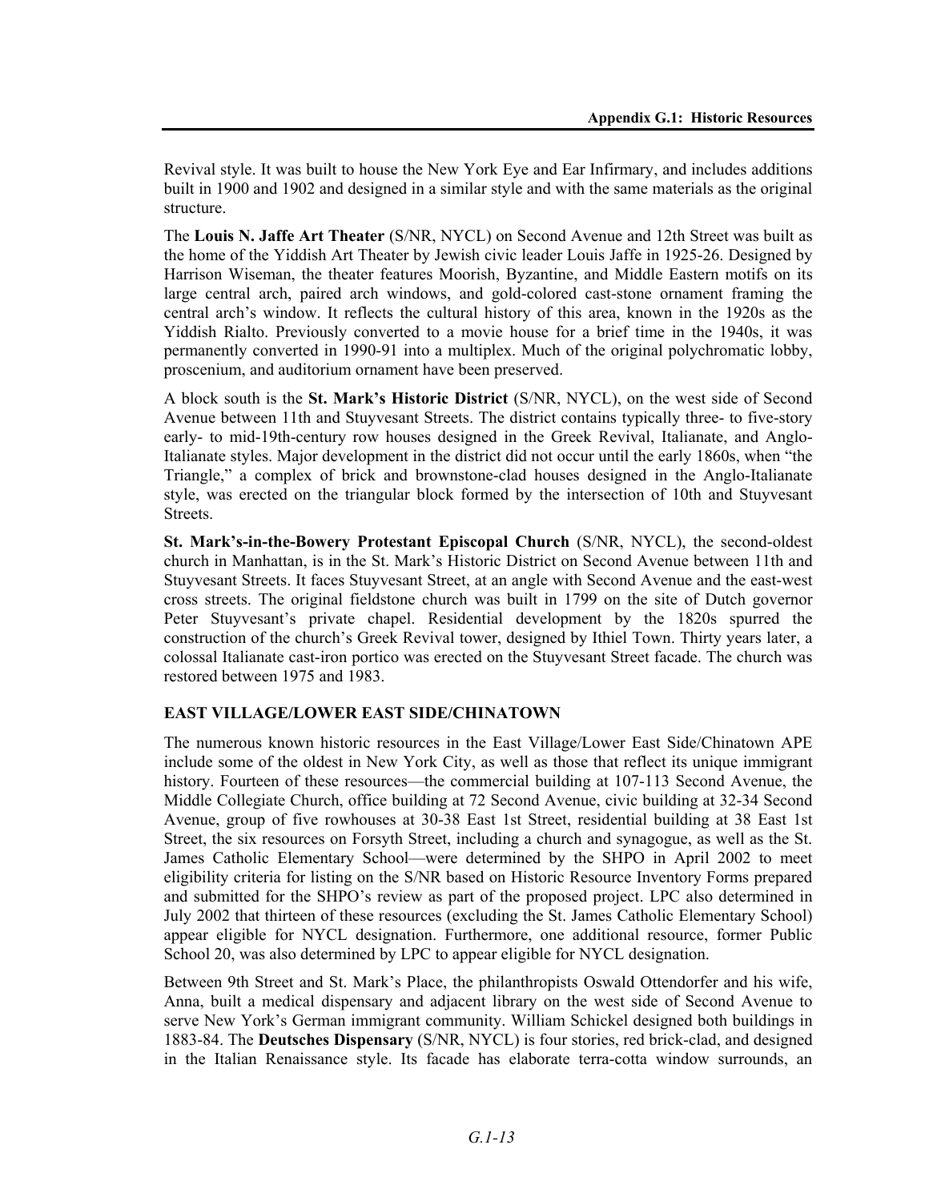Revival style. It was built to house the New York Eye and Ear Infirmary, and includes additions built in 1900 and 1902 and designed in a similar style and with the same materials as the original structure.

The **Louis N. Jaffe Art Theater** (S/NR, NYCL) on Second Avenue and 12th Street was built as the home of the Yiddish Art Theater by Jewish civic leader Louis Jaffe in 1925-26. Designed by Harrison Wiseman, the theater features Moorish, Byzantine, and Middle Eastern motifs on its large central arch, paired arch windows, and gold-colored cast-stone ornament framing the central arch's window. It reflects the cultural history of this area, known in the 1920s as the Yiddish Rialto. Previously converted to a movie house for a brief time in the 1940s, it was permanently converted in 1990-91 into a multiplex. Much of the original polychromatic lobby, proscenium, and auditorium ornament have been preserved.

A block south is the **St. Mark's Historic District** (S/NR, NYCL), on the west side of Second Avenue between 11th and Stuyvesant Streets. The district contains typically three- to five-story early- to mid-19th-century row houses designed in the Greek Revival, Italianate, and Anglo-Italianate styles. Major development in the district did not occur until the early 1860s, when "the Triangle," a complex of brick and brownstone-clad houses designed in the Anglo-Italianate style, was erected on the triangular block formed by the intersection of 10th and Stuyvesant Streets.

**St. Mark's-in-the-Bowery Protestant Episcopal Church** (S/NR, NYCL), the second-oldest church in Manhattan, is in the St. Mark's Historic District on Second Avenue between 11th and Stuyvesant Streets. It faces Stuyvesant Street, at an angle with Second Avenue and the east-west cross streets. The original fieldstone church was built in 1799 on the site of Dutch governor Peter Stuyvesant's private chapel. Residential development by the 1820s spurred the construction of the church's Greek Revival tower, designed by Ithiel Town. Thirty years later, a colossal Italianate cast-iron portico was erected on the Stuyvesant Street facade. The church was restored between 1975 and 1983.

### EAST VILLAGE/LOWER EAST SIDE/CHINATOWN

The numerous known historic resources in the East Village/Lower East Side/Chinatown APE include some of the oldest in New York City, as well as those that reflect its unique immigrant history. Fourteen of these resources—the commercial building at 107-113 Second Avenue, the Middle Collegiate Church, office building at 72 Second Avenue, civic building at 32-34 Second Avenue, group of five rowhouses at 30-38 East 1st Street, residential building at 38 East 1st Street, the six resources on Forsyth Street, including a church and synagogue, as well as the St. James Catholic Elementary School—were determined by the SHPO in April 2002 to meet eligibility criteria for listing on the S/NR based on Historic Resource Inventory Forms prepared and submitted for the SHPO's review as part of the proposed project. LPC also determined in July 2002 that thirteen of these resources (excluding the St. James Catholic Elementary School) appear eligible for NYCL designation. Furthermore, one additional resource, former Public School 20, was also determined by LPC to appear eligible for NYCL designation.

Between 9th Street and St. Mark's Place, the philanthropists Oswald Ottendorfer and his wife, Anna, built a medical dispensary and adjacent library on the west side of Second Avenue to serve New York's German immigrant community. William Schickel designed both buildings in 1883-84. The **Deutsches Dispensary** (S/NR, NYCL) is four stories, red brick-clad, and designed in the Italian Renaissance style. Its facade has elaborate terra-cotta window surrounds, an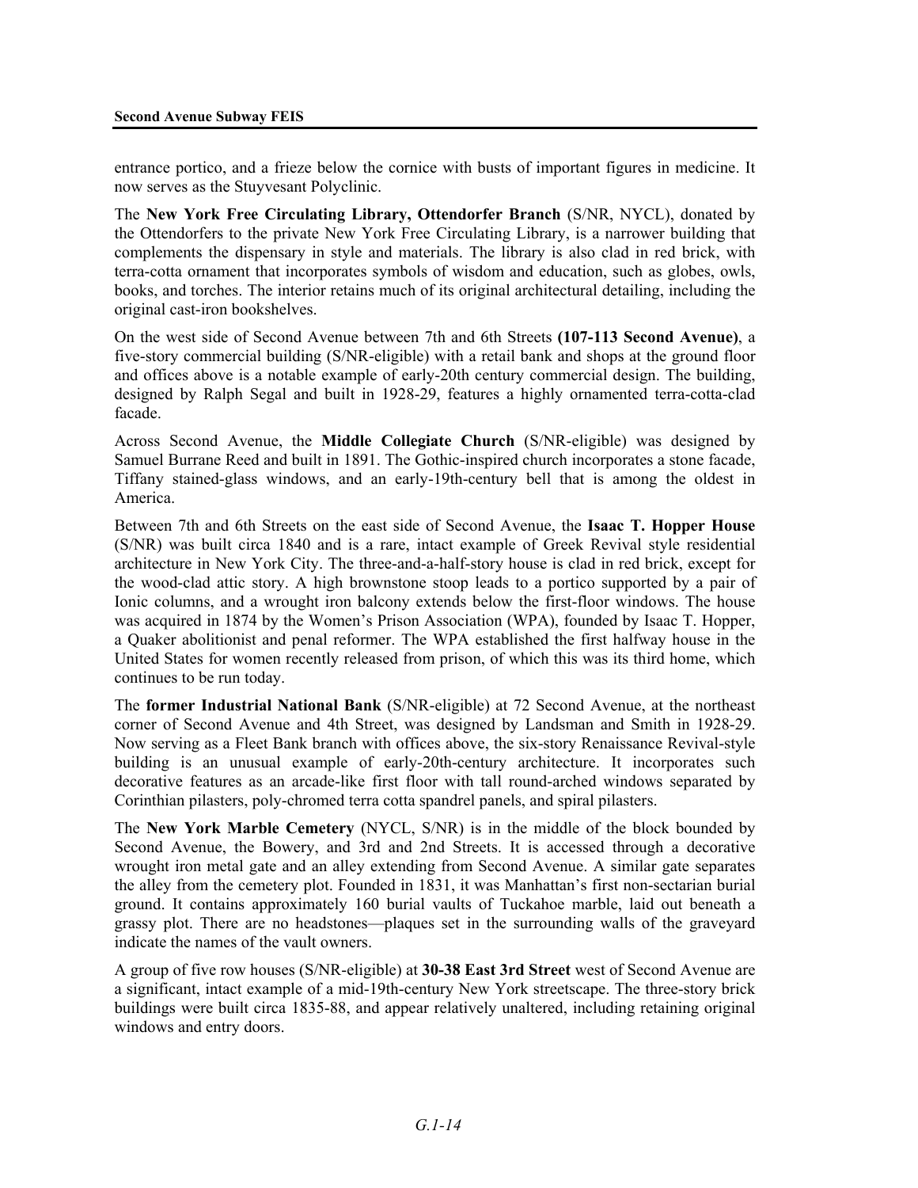entrance portico, and a frieze below the cornice with busts of important figures in medicine. It now serves as the Stuyvesant Polyclinic.

The **New York Free Circulating Library, Ottendorfer Branch** (S/NR, NYCL), donated by the Ottendorfers to the private New York Free Circulating Library, is a narrower building that complements the dispensary in style and materials. The library is also clad in red brick, with terra-cotta ornament that incorporates symbols of wisdom and education, such as globes, owls, books, and torches. The interior retains much of its original architectural detailing, including the original cast-iron bookshelves.

On the west side of Second Avenue between 7th and 6th Streets **(107-113 Second Avenue)**, a five-story commercial building (S/NR-eligible) with a retail bank and shops at the ground floor and offices above is a notable example of early-20th century commercial design. The building, designed by Ralph Segal and built in 1928-29, features a highly ornamented terra-cotta-clad facade.

Across Second Avenue, the **Middle Collegiate Church** (S/NR-eligible) was designed by Samuel Burrane Reed and built in 1891. The Gothic-inspired church incorporates a stone facade, Tiffany stained-glass windows, and an early-19th-century bell that is among the oldest in America.

Between 7th and 6th Streets on the east side of Second Avenue, the **Isaac T. Hopper House** (S/NR) was built circa 1840 and is a rare, intact example of Greek Revival style residential architecture in New York City. The three-and-a-half-story house is clad in red brick, except for the wood-clad attic story. A high brownstone stoop leads to a portico supported by a pair of Ionic columns, and a wrought iron balcony extends below the first-floor windows. The house was acquired in 1874 by the Women's Prison Association (WPA), founded by Isaac T. Hopper, a Quaker abolitionist and penal reformer. The WPA established the first halfway house in the United States for women recently released from prison, of which this was its third home, which continues to be run today.

The **former Industrial National Bank** (S/NR-eligible) at 72 Second Avenue, at the northeast corner of Second Avenue and 4th Street, was designed by Landsman and Smith in 1928-29. Now serving as a Fleet Bank branch with offices above, the six-story Renaissance Revival-style building is an unusual example of early-20th-century architecture. It incorporates such decorative features as an arcade-like first floor with tall round-arched windows separated by Corinthian pilasters, poly-chromed terra cotta spandrel panels, and spiral pilasters.

The **New York Marble Cemetery** (NYCL, S/NR) is in the middle of the block bounded by Second Avenue, the Bowery, and 3rd and 2nd Streets. It is accessed through a decorative wrought iron metal gate and an alley extending from Second Avenue. A similar gate separates the alley from the cemetery plot. Founded in 1831, it was Manhattan's first non-sectarian burial ground. It contains approximately 160 burial vaults of Tuckahoe marble, laid out beneath a grassy plot. There are no headstones—plaques set in the surrounding walls of the graveyard indicate the names of the vault owners.

A group of five row houses (S/NR-eligible) at **30-38 East 3rd Street** west of Second Avenue are a significant, intact example of a mid-19th-century New York streetscape. The three-story brick buildings were built circa 1835-88, and appear relatively unaltered, including retaining original windows and entry doors.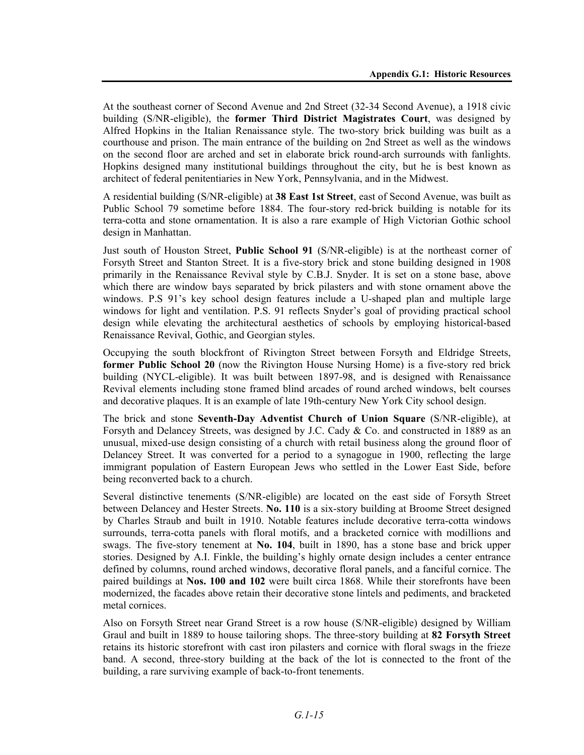At the southeast corner of Second Avenue and 2nd Street (32-34 Second Avenue), a 1918 civic building (S/NR-eligible), the **former Third District Magistrates Court**, was designed by Alfred Hopkins in the Italian Renaissance style. The two-story brick building was built as a courthouse and prison. The main entrance of the building on 2nd Street as well as the windows on the second floor are arched and set in elaborate brick round-arch surrounds with fanlights. Hopkins designed many institutional buildings throughout the city, but he is best known as architect of federal penitentiaries in New York, Pennsylvania, and in the Midwest.

A residential building (S/NR-eligible) at **38 East 1st Street**, east of Second Avenue, was built as Public School 79 sometime before 1884. The four-story red-brick building is notable for its terra-cotta and stone ornamentation. It is also a rare example of High Victorian Gothic school design in Manhattan.

Just south of Houston Street, **Public School 91** (S/NR-eligible) is at the northeast corner of Forsyth Street and Stanton Street. It is a five-story brick and stone building designed in 1908 primarily in the Renaissance Revival style by C.B.J. Snyder. It is set on a stone base, above which there are window bays separated by brick pilasters and with stone ornament above the windows. P.S 91's key school design features include a U-shaped plan and multiple large windows for light and ventilation. P.S. 91 reflects Snyder's goal of providing practical school design while elevating the architectural aesthetics of schools by employing historical-based Renaissance Revival, Gothic, and Georgian styles.

Occupying the south blockfront of Rivington Street between Forsyth and Eldridge Streets, **former Public School 20** (now the Rivington House Nursing Home) is a five-story red brick building (NYCL-eligible). It was built between 1897-98, and is designed with Renaissance Revival elements including stone framed blind arcades of round arched windows, belt courses and decorative plaques. It is an example of late 19th-century New York City school design.

The brick and stone **Seventh-Day Adventist Church of Union Square** (S/NR-eligible), at Forsyth and Delancey Streets, was designed by J.C. Cady & Co. and constructed in 1889 as an unusual, mixed-use design consisting of a church with retail business along the ground floor of Delancey Street. It was converted for a period to a synagogue in 1900, reflecting the large immigrant population of Eastern European Jews who settled in the Lower East Side, before being reconverted back to a church.

Several distinctive tenements (S/NR-eligible) are located on the east side of Forsyth Street between Delancey and Hester Streets. **No. 110** is a six-story building at Broome Street designed by Charles Straub and built in 1910. Notable features include decorative terra-cotta windows surrounds, terra-cotta panels with floral motifs, and a bracketed cornice with modillions and swags. The five-story tenement at **No. 104**, built in 1890, has a stone base and brick upper stories. Designed by A.I. Finkle, the building's highly ornate design includes a center entrance defined by columns, round arched windows, decorative floral panels, and a fanciful cornice. The paired buildings at **Nos. 100 and 102** were built circa 1868. While their storefronts have been modernized, the facades above retain their decorative stone lintels and pediments, and bracketed metal cornices.

Also on Forsyth Street near Grand Street is a row house (S/NR-eligible) designed by William Graul and built in 1889 to house tailoring shops. The three-story building at **82 Forsyth Street** retains its historic storefront with cast iron pilasters and cornice with floral swags in the frieze band. A second, three-story building at the back of the lot is connected to the front of the building, a rare surviving example of back-to-front tenements.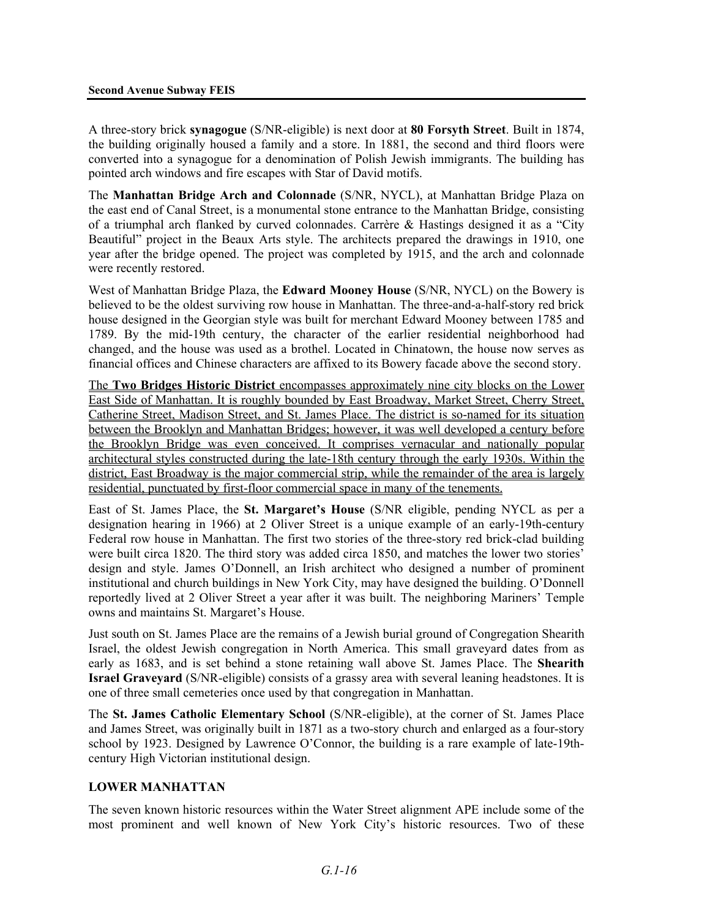A three-story brick **synagogue** (S/NR-eligible) is next door at **80 Forsyth Street**. Built in 1874, the building originally housed a family and a store. In 1881, the second and third floors were converted into a synagogue for a denomination of Polish Jewish immigrants. The building has pointed arch windows and fire escapes with Star of David motifs.

The **Manhattan Bridge Arch and Colonnade** (S/NR, NYCL), at Manhattan Bridge Plaza on the east end of Canal Street, is a monumental stone entrance to the Manhattan Bridge, consisting of a triumphal arch flanked by curved colonnades. Carrère & Hastings designed it as a "City Beautiful" project in the Beaux Arts style. The architects prepared the drawings in 1910, one year after the bridge opened. The project was completed by 1915, and the arch and colonnade were recently restored.

West of Manhattan Bridge Plaza, the **Edward Mooney House** (S/NR, NYCL) on the Bowery is believed to be the oldest surviving row house in Manhattan. The three-and-a-half-story red brick house designed in the Georgian style was built for merchant Edward Mooney between 1785 and 1789. By the mid-19th century, the character of the earlier residential neighborhood had changed, and the house was used as a brothel. Located in Chinatown, the house now serves as financial offices and Chinese characters are affixed to its Bowery facade above the second story.

<u>The **Two Bridges Historic District** encompasses approximately nine city blocks on the Lower East Side of Manhattan. It is roughly bounded by East Broadway, Market Street, Cherry Street, Catherine Street, Madison Street, and St. James Place. The district is so-named for its situation between the Brooklyn and Manhattan Bridges; however, it was well developed a century before the Brooklyn Bridge was even conceived. It comprises vernacular and nationally popular architectural styles constructed during the late-18th century through the early 1930s. Within the district, East Broadway is the major commercial strip, while the remainder of the area is largely residential, punctuated by first-floor commercial space in many of the tenements.</u>

East of St. James Place, the **St. Margaret's House** (S/NR eligible, pending NYCL as per a designation hearing in 1966) at 2 Oliver Street is a unique example of an early-19th-century Federal row house in Manhattan. The first two stories of the three-story red brick-clad building were built circa 1820. The third story was added circa 1850, and matches the lower two stories' design and style. James O'Donnell, an Irish architect who designed a number of prominent institutional and church buildings in New York City, may have designed the building. O'Donnell reportedly lived at 2 Oliver Street a year after it was built. The neighboring Mariners' Temple owns and maintains St. Margaret's House.

Just south on St. James Place are the remains of a Jewish burial ground of Congregation Shearith Israel, the oldest Jewish congregation in North America. This small graveyard dates from as early as 1683, and is set behind a stone retaining wall above St. James Place. The **Shearith Israel Graveyard** (S/NR-eligible) consists of a grassy area with several leaning headstones. It is one of three small cemeteries once used by that congregation in Manhattan.

The **St. James Catholic Elementary School** (S/NR-eligible), at the corner of St. James Place and James Street, was originally built in 1871 as a two-story church and enlarged as a four-story school by 1923. Designed by Lawrence O'Connor, the building is a rare example of late-19th-century High Victorian institutional design.

### LOWER MANHATTAN

The seven known historic resources within the Water Street alignment APE include some of the most prominent and well known of New York City's historic resources. Two of these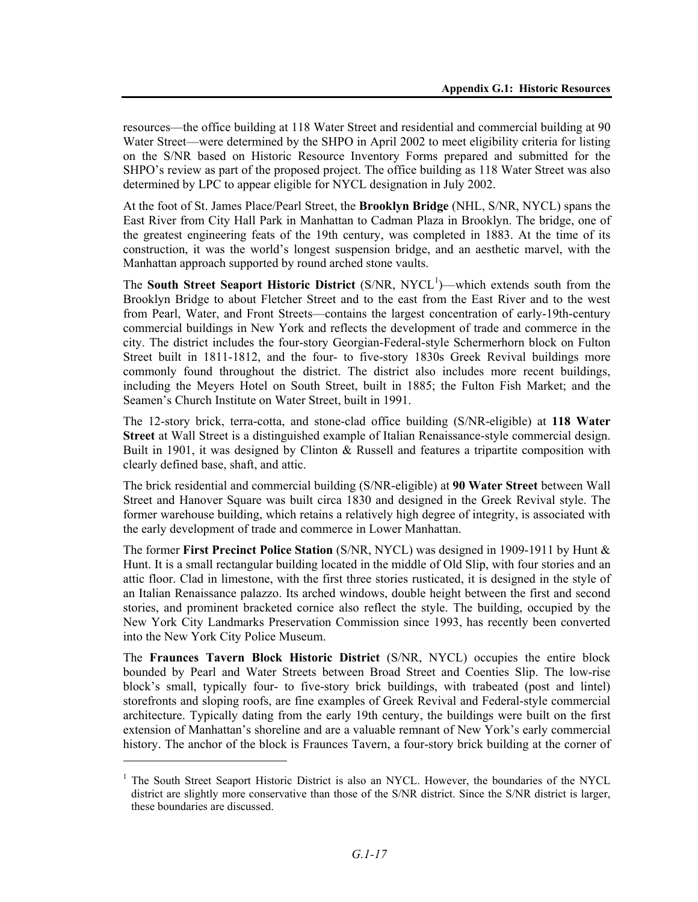resources—the office building at 118 Water Street and residential and commercial building at 90 Water Street—were determined by the SHPO in April 2002 to meet eligibility criteria for listing on the S/NR based on Historic Resource Inventory Forms prepared and submitted for the SHPO's review as part of the proposed project. The office building as 118 Water Street was also determined by LPC to appear eligible for NYCL designation in July 2002.

At the foot of St. James Place/Pearl Street, the **Brooklyn Bridge** (NHL, S/NR, NYCL) spans the East River from City Hall Park in Manhattan to Cadman Plaza in Brooklyn. The bridge, one of the greatest engineering feats of the 19th century, was completed in 1883. At the time of its construction, it was the world's longest suspension bridge, and an aesthetic marvel, with the Manhattan approach supported by round arched stone vaults.

The **South Street Seaport Historic District** (S/NR, NYCL[1])—which extends south from the Brooklyn Bridge to about Fletcher Street and to the east from the East River and to the west from Pearl, Water, and Front Streets—contains the largest concentration of early-19th-century commercial buildings in New York and reflects the development of trade and commerce in the city. The district includes the four-story Georgian-Federal-style Schermerhorn block on Fulton Street built in 1811-1812, and the four- to five-story 1830s Greek Revival buildings more commonly found throughout the district. The district also includes more recent buildings, including the Meyers Hotel on South Street, built in 1885; the Fulton Fish Market; and the Seamen's Church Institute on Water Street, built in 1991.

The 12-story brick, terra-cotta, and stone-clad office building (S/NR-eligible) at **118 Water Street** at Wall Street is a distinguished example of Italian Renaissance-style commercial design. Built in 1901, it was designed by Clinton & Russell and features a tripartite composition with clearly defined base, shaft, and attic.

The brick residential and commercial building (S/NR-eligible) at **90 Water Street** between Wall Street and Hanover Square was built circa 1830 and designed in the Greek Revival style. The former warehouse building, which retains a relatively high degree of integrity, is associated with the early development of trade and commerce in Lower Manhattan.

The former **First Precinct Police Station** (S/NR, NYCL) was designed in 1909-1911 by Hunt & Hunt. It is a small rectangular building located in the middle of Old Slip, with four stories and an attic floor. Clad in limestone, with the first three stories rusticated, it is designed in the style of an Italian Renaissance palazzo. Its arched windows, double height between the first and second stories, and prominent bracketed cornice also reflect the style. The building, occupied by the New York City Landmarks Preservation Commission since 1993, has recently been converted into the New York City Police Museum.

The **Fraunces Tavern Block Historic District** (S/NR, NYCL) occupies the entire block bounded by Pearl and Water Streets between Broad Street and Coenties Slip. The low-rise block's small, typically four- to five-story brick buildings, with trabeated (post and lintel) storefronts and sloping roofs, are fine examples of Greek Revival and Federal-style commercial architecture. Typically dating from the early 19th century, the buildings were built on the first extension of Manhattan's shoreline and are a valuable remnant of New York's early commercial history. The anchor of the block is Fraunces Tavern, a four-story brick building at the corner of

[1] The South Street Seaport Historic District is also an NYCL. However, the boundaries of the NYCL district are slightly more conservative than those of the S/NR district. Since the S/NR district is larger, these boundaries are discussed.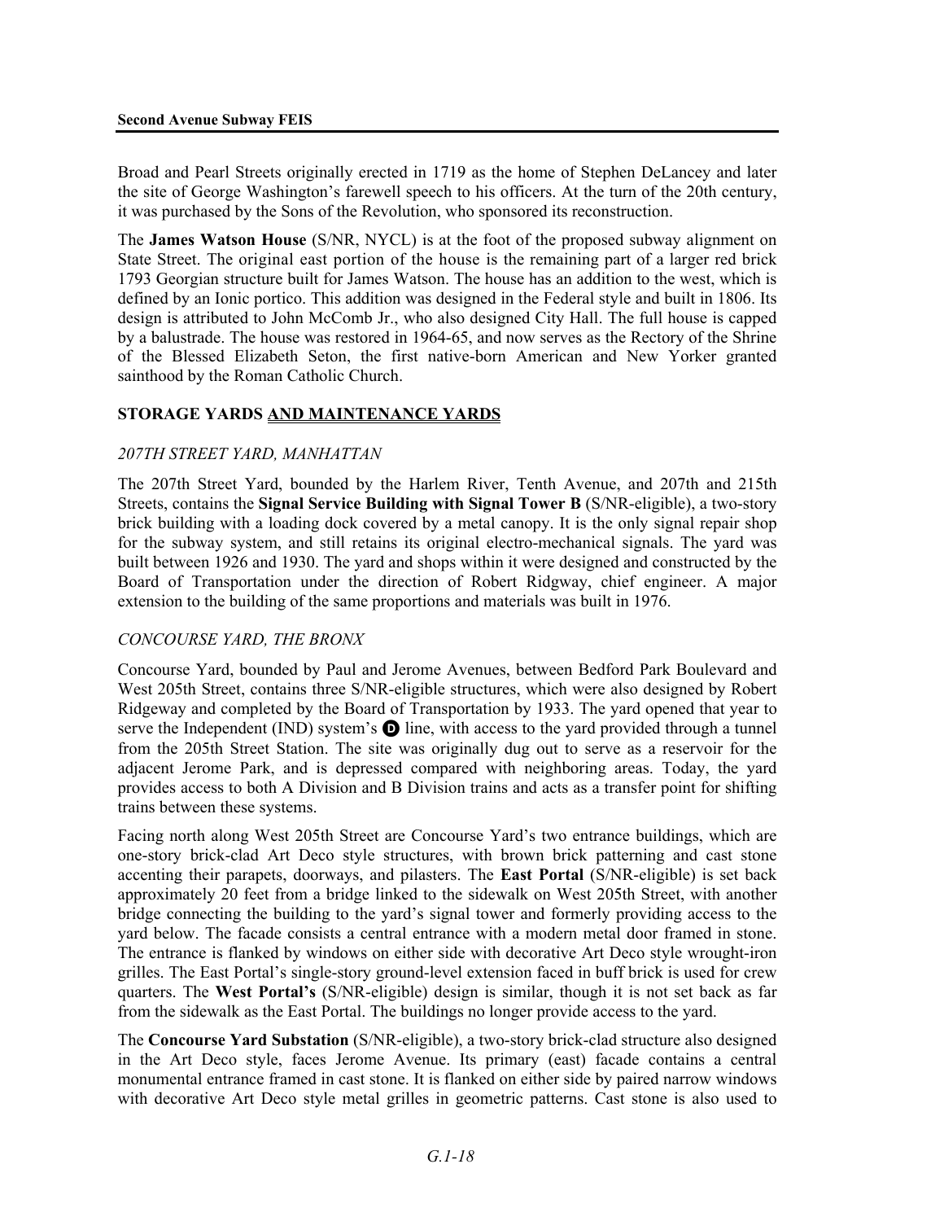Broad and Pearl Streets originally erected in 1719 as the home of Stephen DeLancey and later the site of George Washington's farewell speech to his officers. At the turn of the 20th century, it was purchased by the Sons of the Revolution, who sponsored its reconstruction.

The **James Watson House** (S/NR, NYCL) is at the foot of the proposed subway alignment on State Street. The original east portion of the house is the remaining part of a larger red brick 1793 Georgian structure built for James Watson. The house has an addition to the west, which is defined by an Ionic portico. This addition was designed in the Federal style and built in 1806. Its design is attributed to John McComb Jr., who also designed City Hall. The full house is capped by a balustrade. The house was restored in 1964-65, and now serves as the Rectory of the Shrine of the Blessed Elizabeth Seton, the first native-born American and New Yorker granted sainthood by the Roman Catholic Church.

### STORAGE YARDS AND MAINTENANCE YARDS

#### *207TH STREET YARD, MANHATTAN*

The 207th Street Yard, bounded by the Harlem River, Tenth Avenue, and 207th and 215th Streets, contains the **Signal Service Building with Signal Tower B** (S/NR-eligible), a two-story brick building with a loading dock covered by a metal canopy. It is the only signal repair shop for the subway system, and still retains its original electro-mechanical signals. The yard was built between 1926 and 1930. The yard and shops within it were designed and constructed by the Board of Transportation under the direction of Robert Ridgway, chief engineer. A major extension to the building of the same proportions and materials was built in 1976.

#### *CONCOURSE YARD, THE BRONX*

Concourse Yard, bounded by Paul and Jerome Avenues, between Bedford Park Boulevard and West 205th Street, contains three S/NR-eligible structures, which were also designed by Robert Ridgeway and completed by the Board of Transportation by 1933. The yard opened that year to serve the Independent (IND) system's D line, with access to the yard provided through a tunnel from the 205th Street Station. The site was originally dug out to serve as a reservoir for the adjacent Jerome Park, and is depressed compared with neighboring areas. Today, the yard provides access to both A Division and B Division trains and acts as a transfer point for shifting trains between these systems.

Facing north along West 205th Street are Concourse Yard's two entrance buildings, which are one-story brick-clad Art Deco style structures, with brown brick patterning and cast stone accenting their parapets, doorways, and pilasters. The **East Portal** (S/NR-eligible) is set back approximately 20 feet from a bridge linked to the sidewalk on West 205th Street, with another bridge connecting the building to the yard's signal tower and formerly providing access to the yard below. The facade consists a central entrance with a modern metal door framed in stone. The entrance is flanked by windows on either side with decorative Art Deco style wrought-iron grilles. The East Portal's single-story ground-level extension faced in buff brick is used for crew quarters. The **West Portal's** (S/NR-eligible) design is similar, though it is not set back as far from the sidewalk as the East Portal. The buildings no longer provide access to the yard.

The **Concourse Yard Substation** (S/NR-eligible), a two-story brick-clad structure also designed in the Art Deco style, faces Jerome Avenue. Its primary (east) facade contains a central monumental entrance framed in cast stone. It is flanked on either side by paired narrow windows with decorative Art Deco style metal grilles in geometric patterns. Cast stone is also used to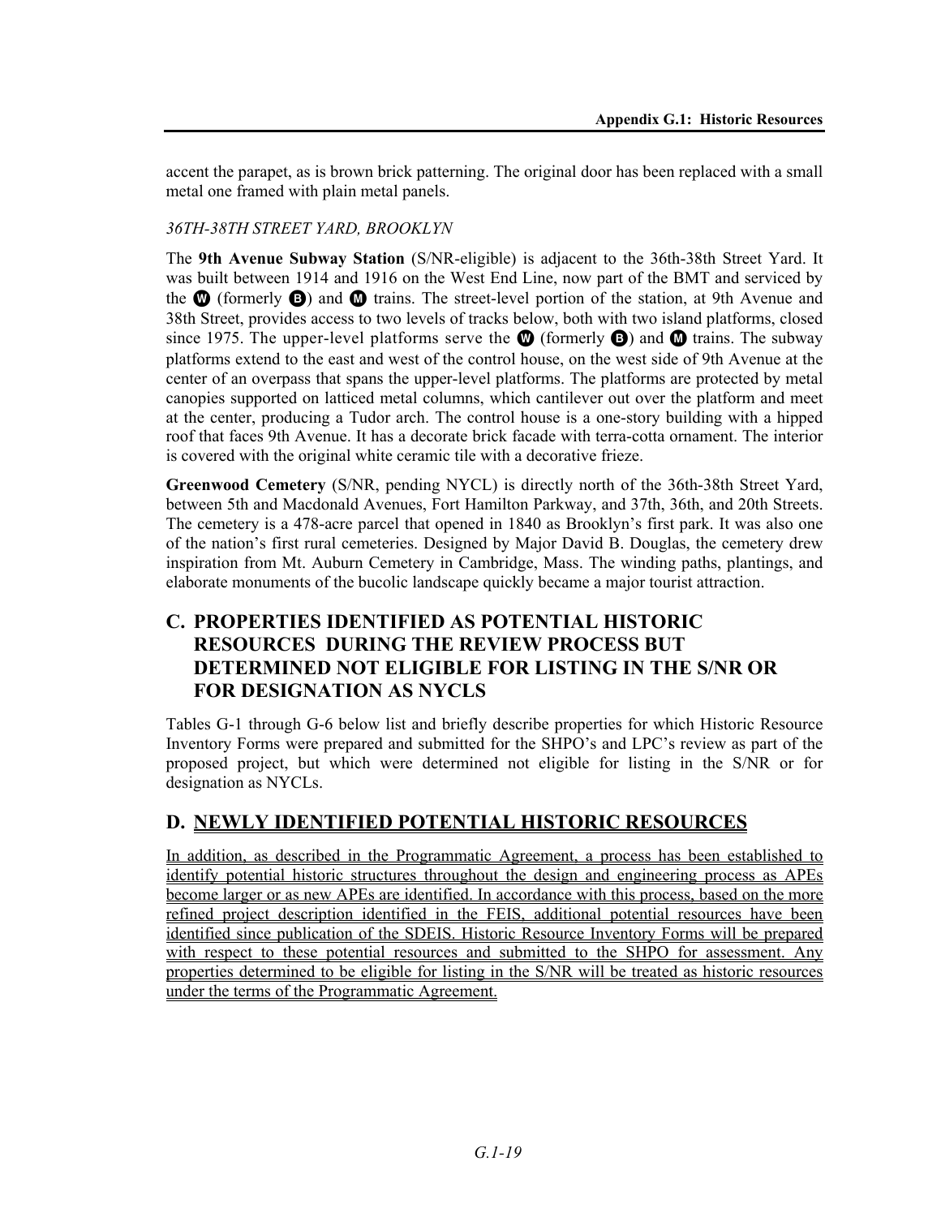accent the parapet, as is brown brick patterning. The original door has been replaced with a small metal one framed with plain metal panels.

*36TH-38TH STREET YARD, BROOKLYN*

The **9th Avenue Subway Station** (S/NR-eligible) is adjacent to the 36th-38th Street Yard. It was built between 1914 and 1916 on the West End Line, now part of the BMT and serviced by the W (formerly B) and M trains. The street-level portion of the station, at 9th Avenue and 38th Street, provides access to two levels of tracks below, both with two island platforms, closed since 1975. The upper-level platforms serve the W (formerly B) and M trains. The subway platforms extend to the east and west of the control house, on the west side of 9th Avenue at the center of an overpass that spans the upper-level platforms. The platforms are protected by metal canopies supported on latticed metal columns, which cantilever out over the platform and meet at the center, producing a Tudor arch. The control house is a one-story building with a hipped roof that faces 9th Avenue. It has a decorate brick facade with terra-cotta ornament. The interior is covered with the original white ceramic tile with a decorative frieze.

**Greenwood Cemetery** (S/NR, pending NYCL) is directly north of the 36th-38th Street Yard, between 5th and Macdonald Avenues, Fort Hamilton Parkway, and 37th, 36th, and 20th Streets. The cemetery is a 478-acre parcel that opened in 1840 as Brooklyn's first park. It was also one of the nation's first rural cemeteries. Designed by Major David B. Douglas, the cemetery drew inspiration from Mt. Auburn Cemetery in Cambridge, Mass. The winding paths, plantings, and elaborate monuments of the bucolic landscape quickly became a major tourist attraction.

## C. PROPERTIES IDENTIFIED AS POTENTIAL HISTORIC RESOURCES DURING THE REVIEW PROCESS BUT DETERMINED NOT ELIGIBLE FOR LISTING IN THE S/NR OR FOR DESIGNATION AS NYCLS

Tables G-1 through G-6 below list and briefly describe properties for which Historic Resource Inventory Forms were prepared and submitted for the SHPO's and LPC's review as part of the proposed project, but which were determined not eligible for listing in the S/NR or for designation as NYCLs.

## D. NEWLY IDENTIFIED POTENTIAL HISTORIC RESOURCES

In addition, as described in the Programmatic Agreement, a process has been established to identify potential historic structures throughout the design and engineering process as APEs become larger or as new APEs are identified. In accordance with this process, based on the more refined project description identified in the FEIS, additional potential resources have been identified since publication of the SDEIS. Historic Resource Inventory Forms will be prepared with respect to these potential resources and submitted to the SHPO for assessment. Any properties determined to be eligible for listing in the S/NR will be treated as historic resources under the terms of the Programmatic Agreement.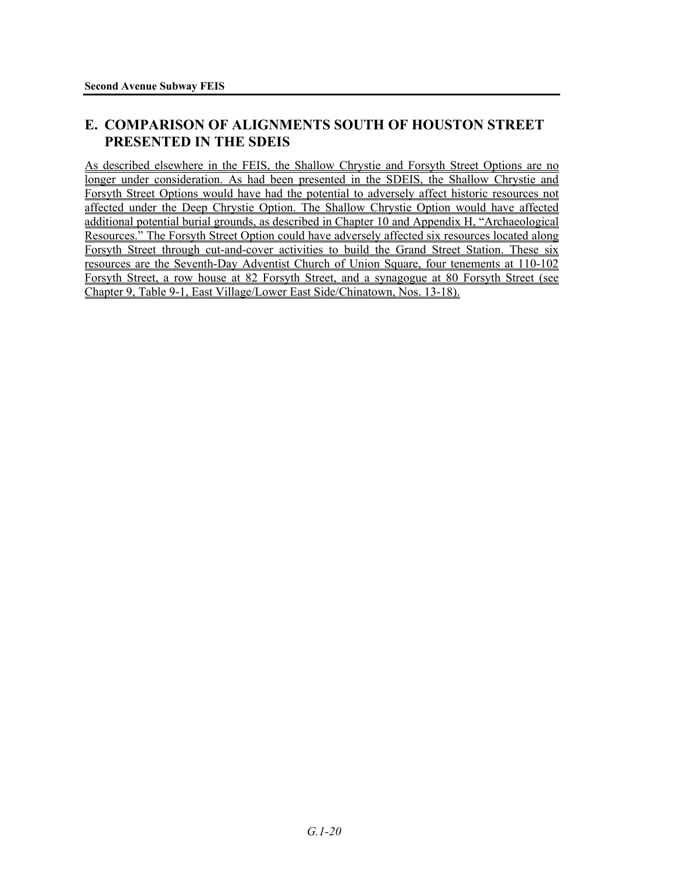## E. COMPARISON OF ALIGNMENTS SOUTH OF HOUSTON STREET PRESENTED IN THE SDEIS

As described elsewhere in the FEIS, the Shallow Chrystie and Forsyth Street Options are no longer under consideration. As had been presented in the SDEIS, the Shallow Chrystie and Forsyth Street Options would have had the potential to adversely affect historic resources not affected under the Deep Chrystie Option. The Shallow Chrystie Option would have affected additional potential burial grounds, as described in Chapter 10 and Appendix H, "Archaeological Resources." The Forsyth Street Option could have adversely affected six resources located along Forsyth Street through cut-and-cover activities to build the Grand Street Station. These six resources are the Seventh-Day Adventist Church of Union Square, four tenements at 110-102 Forsyth Street, a row house at 82 Forsyth Street, and a synagogue at 80 Forsyth Street (see Chapter 9, Table 9-1, East Village/Lower East Side/Chinatown, Nos. 13-18).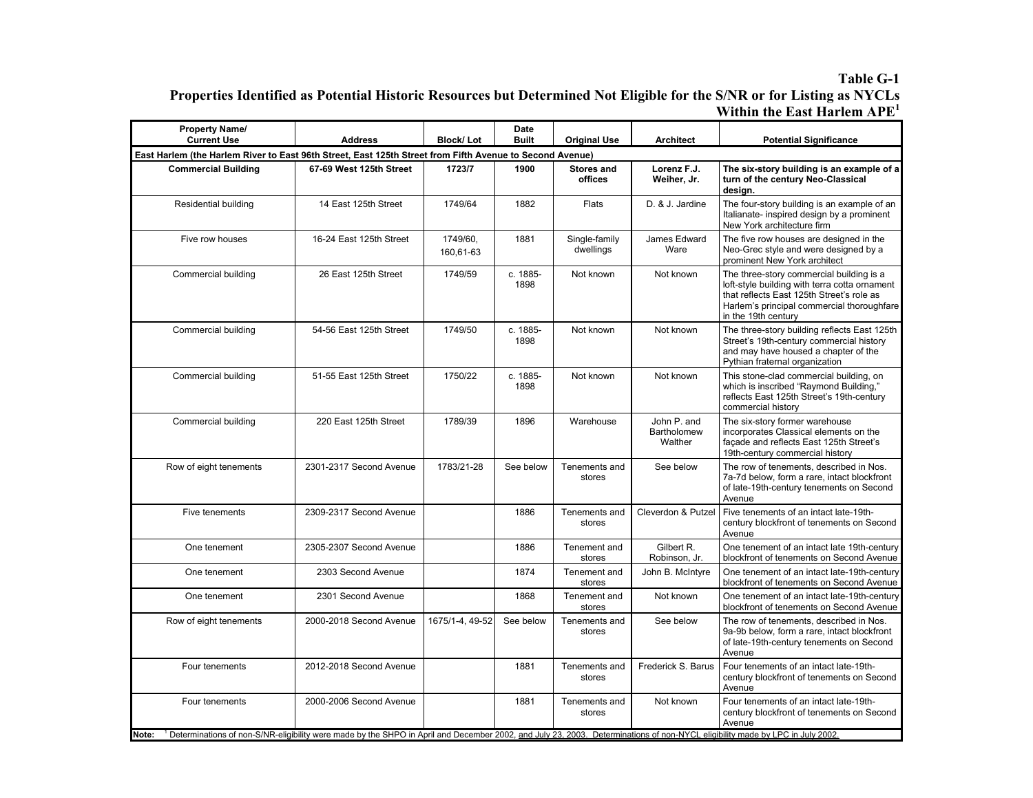# Table G-1

## Properties Identified as Potential Historic Resources but Determined Not Eligible for the S/NR or for Listing as NYCLs Within the East Harlem APE[1]

| Property Name/ Current Use | Address | Block/ Lot | Date Built | Original Use | Architect | Potential Significance |
|---|---|---|---|---|---|---|
| **East Harlem (the Harlem River to East 96th Street, East 125th Street from Fifth Avenue to Second Avenue)** | | | | | | |
| **Commercial Building** | **67-69 West 125th Street** | **1723/7** | **1900** | **Stores and offices** | **Lorenz F.J. Weiher, Jr.** | **The six-story building is an example of a turn of the century Neo-Classical design.** |
| Residential building | 14 East 125th Street | 1749/64 | 1882 | Flats | D. & J. Jardine | The four-story building is an example of an Italianate- inspired design by a prominent New York architecture firm |
| Five row houses | 16-24 East 125th Street | 1749/60, 160,61-63 | 1881 | Single-family dwellings | James Edward Ware | The five row houses are designed in the Neo-Grec style and were designed by a prominent New York architect |
| Commercial building | 26 East 125th Street | 1749/59 | c. 1885-1898 | Not known | Not known | The three-story commercial building is a loft-style building with terra cotta ornament that reflects East 125th Street's role as Harlem's principal commercial thoroughfare in the 19th century |
| Commercial building | 54-56 East 125th Street | 1749/50 | c. 1885-1898 | Not known | Not known | The three-story building reflects East 125th Street's 19th-century commercial history and may have housed a chapter of the Pythian fraternal organization |
| Commercial building | 51-55 East 125th Street | 1750/22 | c. 1885-1898 | Not known | Not known | This stone-clad commercial building, on which is inscribed "Raymond Building," reflects East 125th Street's 19th-century commercial history |
| Commercial building | 220 East 125th Street | 1789/39 | 1896 | Warehouse | John P. and Bartholomew Walther | The six-story former warehouse incorporates Classical elements on the façade and reflects East 125th Street's 19th-century commercial history |
| Row of eight tenements | 2301-2317 Second Avenue | 1783/21-28 | See below | Tenements and stores | See below | The row of tenements, described in Nos. 7a-7d below, form a rare, intact blockfront of late-19th-century tenements on Second Avenue |
| Five tenements | 2309-2317 Second Avenue | | 1886 | Tenements and stores | Cleverdon & Putzel | Five tenements of an intact late-19th-century blockfront of tenements on Second Avenue |
| One tenement | 2305-2307 Second Avenue | | 1886 | Tenement and stores | Gilbert R. Robinson, Jr. | One tenement of an intact late 19th-century blockfront of tenements on Second Avenue |
| One tenement | 2303 Second Avenue | | 1874 | Tenement and stores | John B. McIntyre | One tenement of an intact late-19th-century blockfront of tenements on Second Avenue |
| One tenement | 2301 Second Avenue | | 1868 | Tenement and stores | Not known | One tenement of an intact late-19th-century blockfront of tenements on Second Avenue |
| Row of eight tenements | 2000-2018 Second Avenue | 1675/1-4, 49-52 | See below | Tenements and stores | See below | The row of tenements, described in Nos. 9a-9b below, form a rare, intact blockfront of late-19th-century tenements on Second Avenue |
| Four tenements | 2012-2018 Second Avenue | | 1881 | Tenements and stores | Frederick S. Barus | Four tenements of an intact late-19th-century blockfront of tenements on Second Avenue |
| Four tenements | 2000-2006 Second Avenue | | 1881 | Tenements and stores | Not known | Four tenements of an intact late-19th-century blockfront of tenements on Second Avenue |

**Note:** [1] Determinations of non-S/NR-eligibility were made by the SHPO in April and December 2002, and July 23, 2003. Determinations of non-NYCL eligibility made by LPC in July 2002.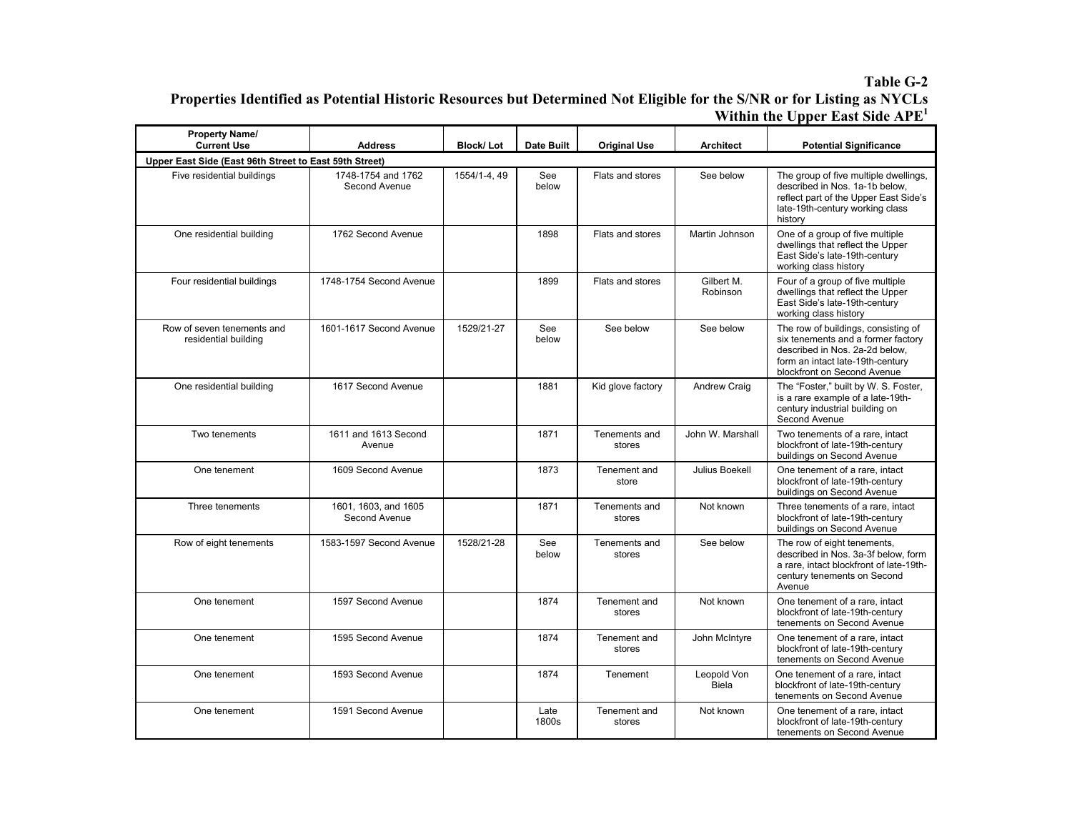# Table G-2
## Properties Identified as Potential Historic Resources but Determined Not Eligible for the S/NR or for Listing as NYCLs Within the Upper East Side APE[1]

| Property Name/ Current Use | Address | Block/ Lot | Date Built | Original Use | Architect | Potential Significance |
|---|---|---|---|---|---|---|
| **Upper East Side (East 96th Street to East 59th Street)** | | | | | | |
| Five residential buildings | 1748-1754 and 1762 Second Avenue | 1554/1-4, 49 | See below | Flats and stores | See below | The group of five multiple dwellings, described in Nos. 1a-1b below, reflect part of the Upper East Side's late-19th-century working class history |
| One residential building | 1762 Second Avenue | | 1898 | Flats and stores | Martin Johnson | One of a group of five multiple dwellings that reflect the Upper East Side's late-19th-century working class history |
| Four residential buildings | 1748-1754 Second Avenue | | 1899 | Flats and stores | Gilbert M. Robinson | Four of a group of five multiple dwellings that reflect the Upper East Side's late-19th-century working class history |
| Row of seven tenements and residential building | 1601-1617 Second Avenue | 1529/21-27 | See below | See below | See below | The row of buildings, consisting of six tenements and a former factory described in Nos. 2a-2d below, form an intact late-19th-century blockfront on Second Avenue |
| One residential building | 1617 Second Avenue | | 1881 | Kid glove factory | Andrew Craig | The "Foster," built by W. S. Foster, is a rare example of a late-19th-century industrial building on Second Avenue |
| Two tenements | 1611 and 1613 Second Avenue | | 1871 | Tenements and stores | John W. Marshall | Two tenements of a rare, intact blockfront of late-19th-century buildings on Second Avenue |
| One tenement | 1609 Second Avenue | | 1873 | Tenement and store | Julius Boekell | One tenement of a rare, intact blockfront of late-19th-century buildings on Second Avenue |
| Three tenements | 1601, 1603, and 1605 Second Avenue | | 1871 | Tenements and stores | Not known | Three tenements of a rare, intact blockfront of late-19th-century buildings on Second Avenue |
| Row of eight tenements | 1583-1597 Second Avenue | 1528/21-28 | See below | Tenements and stores | See below | The row of eight tenements, described in Nos. 3a-3f below, form a rare, intact blockfront of late-19th-century tenements on Second Avenue |
| One tenement | 1597 Second Avenue | | 1874 | Tenement and stores | Not known | One tenement of a rare, intact blockfront of late-19th-century tenements on Second Avenue |
| One tenement | 1595 Second Avenue | | 1874 | Tenement and stores | John McIntyre | One tenement of a rare, intact blockfront of late-19th-century tenements on Second Avenue |
| One tenement | 1593 Second Avenue | | 1874 | Tenement | Leopold Von Biela | One tenement of a rare, intact blockfront of late-19th-century tenements on Second Avenue |
| One tenement | 1591 Second Avenue | | Late 1800s | Tenement and stores | Not known | One tenement of a rare, intact blockfront of late-19th-century tenements on Second Avenue |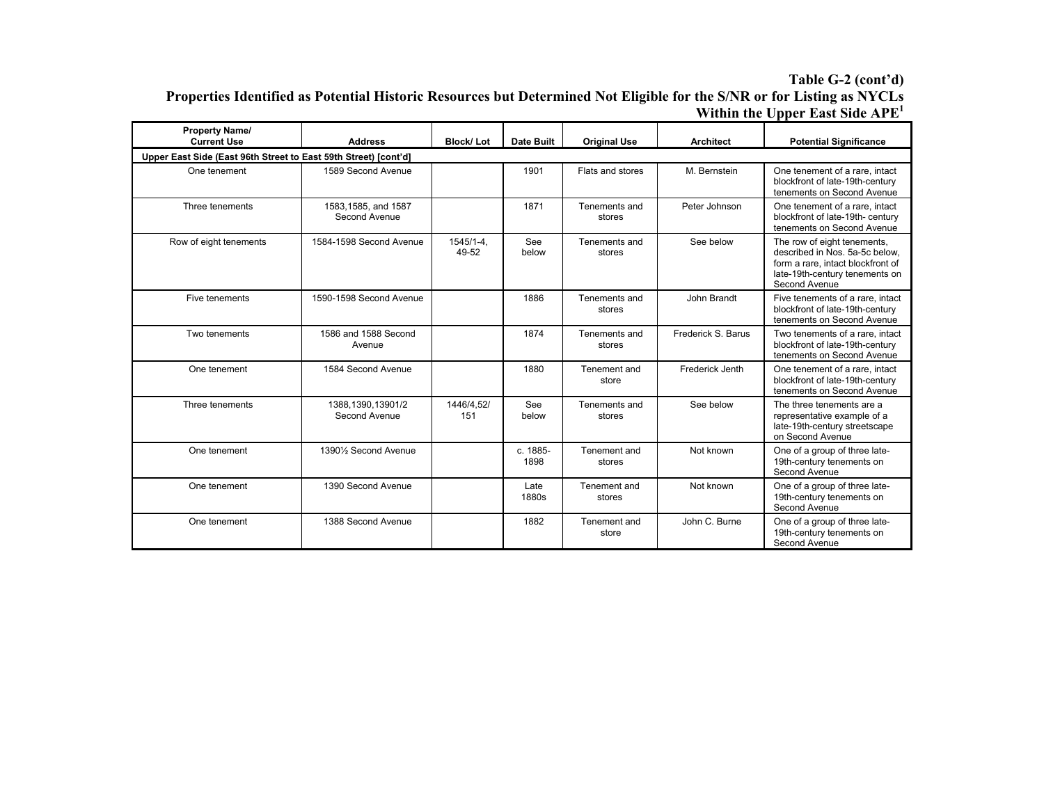**Table G-2 (cont'd)**
**Properties Identified as Potential Historic Resources but Determined Not Eligible for the S/NR or for Listing as NYCLs Within the Upper East Side APE[1]**

| Property Name/ Current Use | Address | Block/ Lot | Date Built | Original Use | Architect | Potential Significance |
|---|---|---|---|---|---|---|
| **Upper East Side (East 96th Street to East 59th Street) [cont'd]** | | | | | | |
| One tenement | 1589 Second Avenue | | 1901 | Flats and stores | M. Bernstein | One tenement of a rare, intact blockfront of late-19th-century tenements on Second Avenue |
| Three tenements | 1583,1585, and 1587 Second Avenue | | 1871 | Tenements and stores | Peter Johnson | One tenement of a rare, intact blockfront of late-19th- century tenements on Second Avenue |
| Row of eight tenements | 1584-1598 Second Avenue | 1545/1-4, 49-52 | See below | Tenements and stores | See below | The row of eight tenements, described in Nos. 5a-5c below, form a rare, intact blockfront of late-19th-century tenements on Second Avenue |
| Five tenements | 1590-1598 Second Avenue | | 1886 | Tenements and stores | John Brandt | Five tenements of a rare, intact blockfront of late-19th-century tenements on Second Avenue |
| Two tenements | 1586 and 1588 Second Avenue | | 1874 | Tenements and stores | Frederick S. Barus | Two tenements of a rare, intact blockfront of late-19th-century tenements on Second Avenue |
| One tenement | 1584 Second Avenue | | 1880 | Tenement and store | Frederick Jenth | One tenement of a rare, intact blockfront of late-19th-century tenements on Second Avenue |
| Three tenements | 1388,1390,13901/2 Second Avenue | 1446/4,52/ 151 | See below | Tenements and stores | See below | The three tenements are a representative example of a late-19th-century streetscape on Second Avenue |
| One tenement | 1390½ Second Avenue | | c. 1885-1898 | Tenement and stores | Not known | One of a group of three late-19th-century tenements on Second Avenue |
| One tenement | 1390 Second Avenue | | Late 1880s | Tenement and stores | Not known | One of a group of three late-19th-century tenements on Second Avenue |
| One tenement | 1388 Second Avenue | | 1882 | Tenement and store | John C. Burne | One of a group of three late-19th-century tenements on Second Avenue |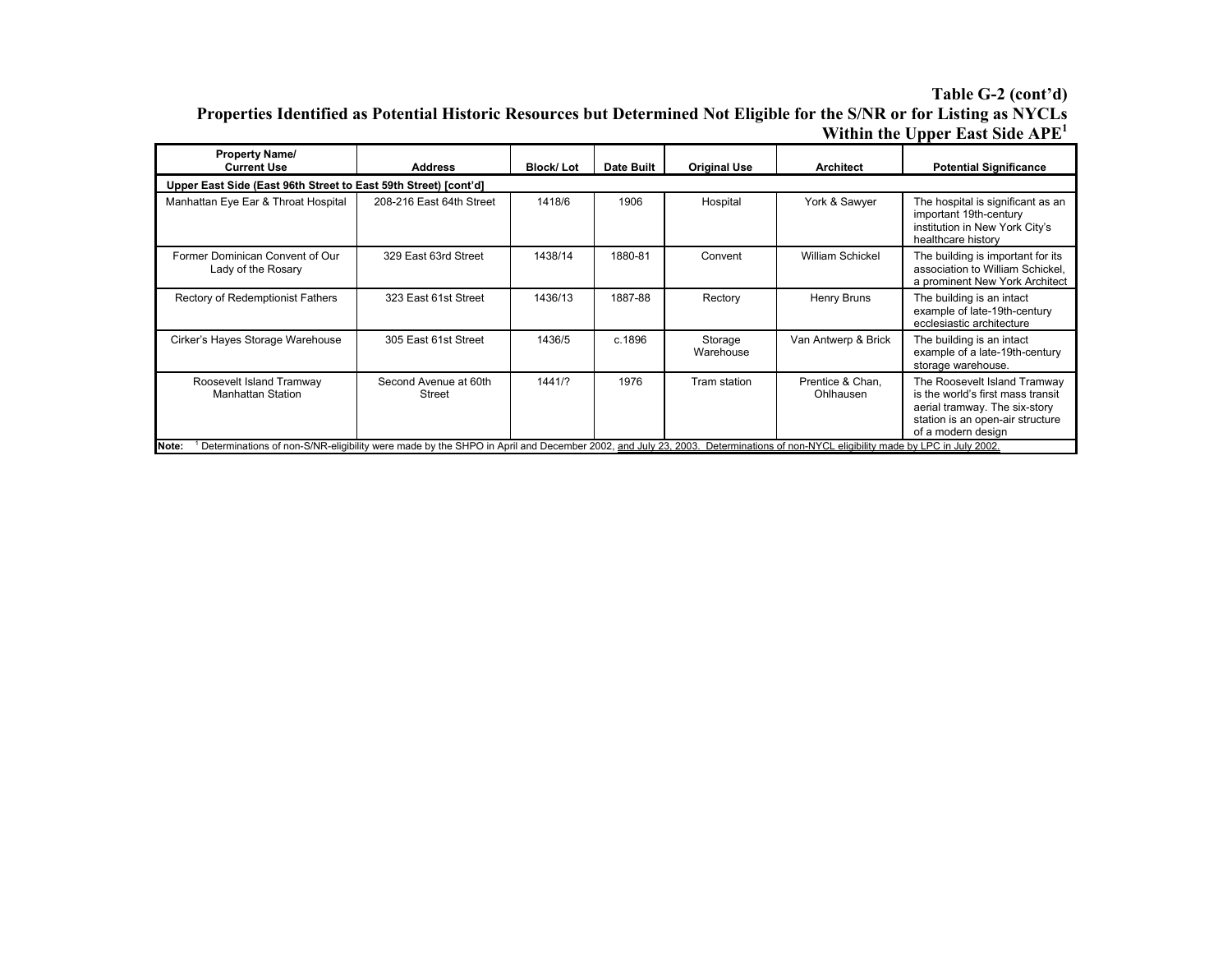**Table G-2 (cont'd)**
**Properties Identified as Potential Historic Resources but Determined Not Eligible for the S/NR or for Listing as NYCLs Within the Upper East Side APE[1]**

| Property Name/ Current Use | Address | Block/ Lot | Date Built | Original Use | Architect | Potential Significance |
|---|---|---|---|---|---|---|
| **Upper East Side (East 96th Street to East 59th Street) [cont'd]** | | | | | | |
| Manhattan Eye Ear & Throat Hospital | 208-216 East 64th Street | 1418/6 | 1906 | Hospital | York & Sawyer | The hospital is significant as an important 19th-century institution in New York City's healthcare history |
| Former Dominican Convent of Our Lady of the Rosary | 329 East 63rd Street | 1438/14 | 1880-81 | Convent | William Schickel | The building is important for its association to William Schickel, a prominent New York Architect |
| Rectory of Redemptionist Fathers | 323 East 61st Street | 1436/13 | 1887-88 | Rectory | Henry Bruns | The building is an intact example of late-19th-century ecclesiastic architecture |
| Cirker's Hayes Storage Warehouse | 305 East 61st Street | 1436/5 | c.1896 | Storage Warehouse | Van Antwerp & Brick | The building is an intact example of a late-19th-century storage warehouse. |
| Roosevelt Island Tramway Manhattan Station | Second Avenue at 60th Street | 1441/? | 1976 | Tram station | Prentice & Chan, Ohlhausen | The Roosevelt Island Tramway is the world's first mass transit aerial tramway. The six-story station is an open-air structure of a modern design |

**Note:** [1] Determinations of non-S/NR-eligibility were made by the SHPO in April and December 2002, and July 23, 2003. Determinations of non-NYCL eligibility made by LPC in July 2002.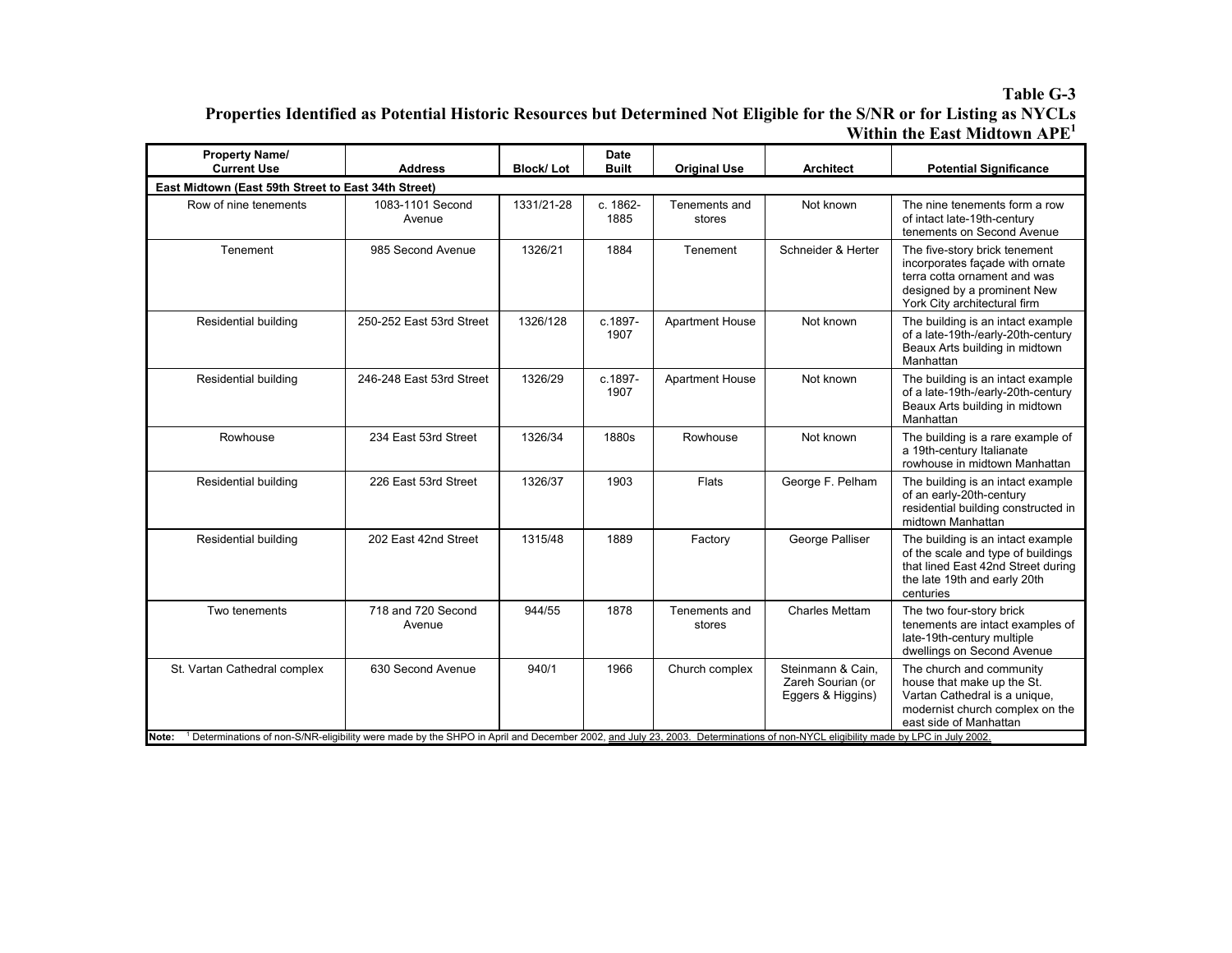**Table G-3**
**Properties Identified as Potential Historic Resources but Determined Not Eligible for the S/NR or for Listing as NYCLs Within the East Midtown APE[1]**

| Property Name/ Current Use | Address | Block/ Lot | Date Built | Original Use | Architect | Potential Significance |
|---|---|---|---|---|---|---|
| **East Midtown (East 59th Street to East 34th Street)** | | | | | | |
| Row of nine tenements | 1083-1101 Second Avenue | 1331/21-28 | c. 1862-1885 | Tenements and stores | Not known | The nine tenements form a row of intact late-19th-century tenements on Second Avenue |
| Tenement | 985 Second Avenue | 1326/21 | 1884 | Tenement | Schneider & Herter | The five-story brick tenement incorporates façade with ornate terra cotta ornament and was designed by a prominent New York City architectural firm |
| Residential building | 250-252 East 53rd Street | 1326/128 | c.1897-1907 | Apartment House | Not known | The building is an intact example of a late-19th-/early-20th-century Beaux Arts building in midtown Manhattan |
| Residential building | 246-248 East 53rd Street | 1326/29 | c.1897-1907 | Apartment House | Not known | The building is an intact example of a late-19th-/early-20th-century Beaux Arts building in midtown Manhattan |
| Rowhouse | 234 East 53rd Street | 1326/34 | 1880s | Rowhouse | Not known | The building is a rare example of a 19th-century Italianate rowhouse in midtown Manhattan |
| Residential building | 226 East 53rd Street | 1326/37 | 1903 | Flats | George F. Pelham | The building is an intact example of an early-20th-century residential building constructed in midtown Manhattan |
| Residential building | 202 East 42nd Street | 1315/48 | 1889 | Factory | George Palliser | The building is an intact example of the scale and type of buildings that lined East 42nd Street during the late 19th and early 20th centuries |
| Two tenements | 718 and 720 Second Avenue | 944/55 | 1878 | Tenements and stores | Charles Mettam | The two four-story brick tenements are intact examples of late-19th-century multiple dwellings on Second Avenue |
| St. Vartan Cathedral complex | 630 Second Avenue | 940/1 | 1966 | Church complex | Steinmann & Cain, Zareh Sourian (or Eggers & Higgins) | The church and community house that make up the St. Vartan Cathedral is a unique, modernist church complex on the east side of Manhattan |

**Note:** [1] Determinations of non-S/NR-eligibility were made by the SHPO in April and December 2002, and July 23, 2003. Determinations of non-NYCL eligibility made by LPC in July 2002.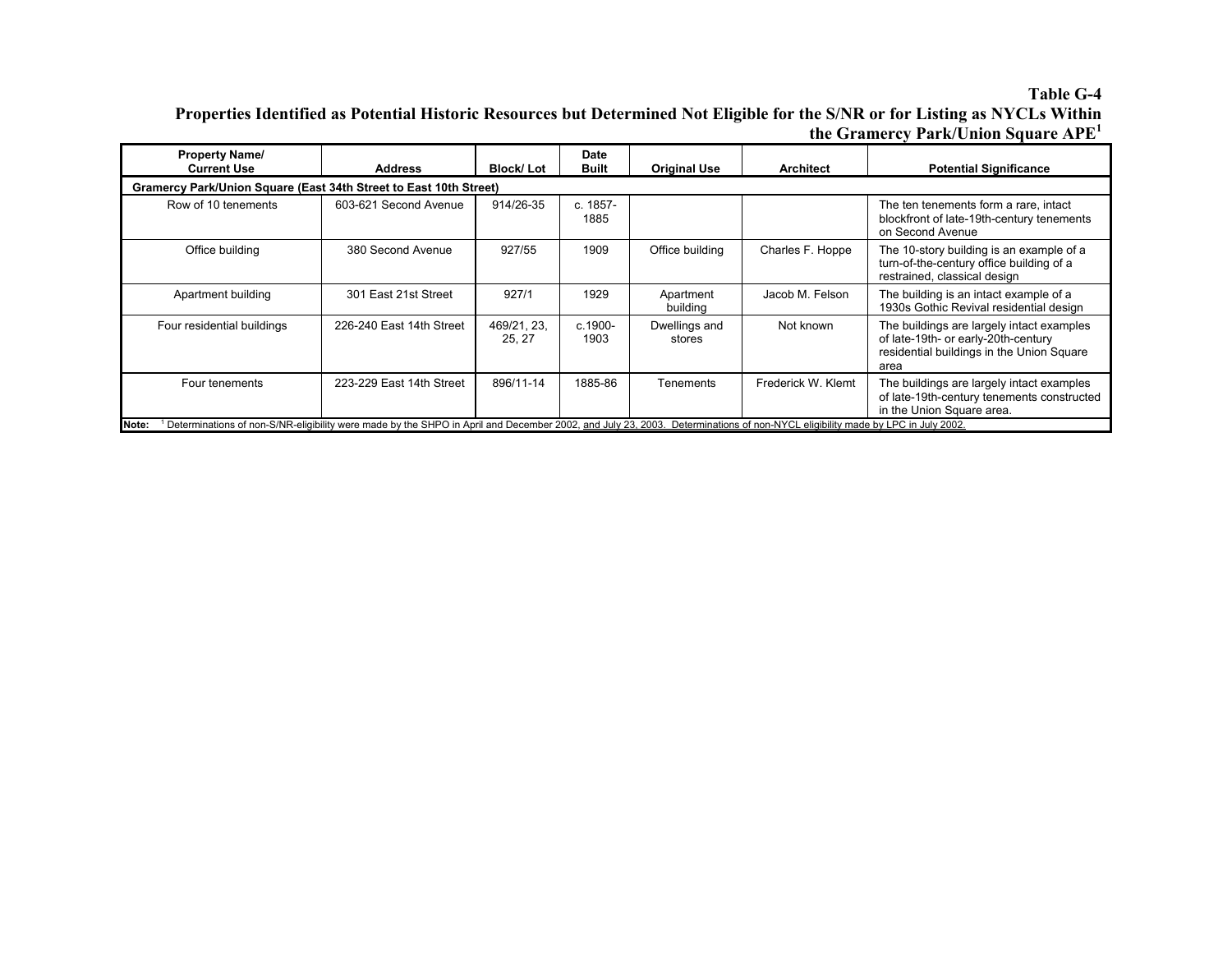**Table G-4**
**Properties Identified as Potential Historic Resources but Determined Not Eligible for the S/NR or for Listing as NYCLs Within the Gramercy Park/Union Square APE[1]**

| Property Name/ Current Use | Address | Block/ Lot | Date Built | Original Use | Architect | Potential Significance |
|---|---|---|---|---|---|---|
| **Gramercy Park/Union Square (East 34th Street to East 10th Street)** | | | | | | |
| Row of 10 tenements | 603-621 Second Avenue | 914/26-35 | c. 1857-1885 | | | The ten tenements form a rare, intact blockfront of late-19th-century tenements on Second Avenue |
| Office building | 380 Second Avenue | 927/55 | 1909 | Office building | Charles F. Hoppe | The 10-story building is an example of a turn-of-the-century office building of a restrained, classical design |
| Apartment building | 301 East 21st Street | 927/1 | 1929 | Apartment building | Jacob M. Felson | The building is an intact example of a 1930s Gothic Revival residential design |
| Four residential buildings | 226-240 East 14th Street | 469/21, 23, 25, 27 | c.1900-1903 | Dwellings and stores | Not known | The buildings are largely intact examples of late-19th- or early-20th-century residential buildings in the Union Square area |
| Four tenements | 223-229 East 14th Street | 896/11-14 | 1885-86 | Tenements | Frederick W. Klemt | The buildings are largely intact examples of late-19th-century tenements constructed in the Union Square area. |

**Note:** [1] Determinations of non-S/NR-eligibility were made by the SHPO in April and December 2002, and July 23, 2003. Determinations of non-NYCL eligibility made by LPC in July 2002.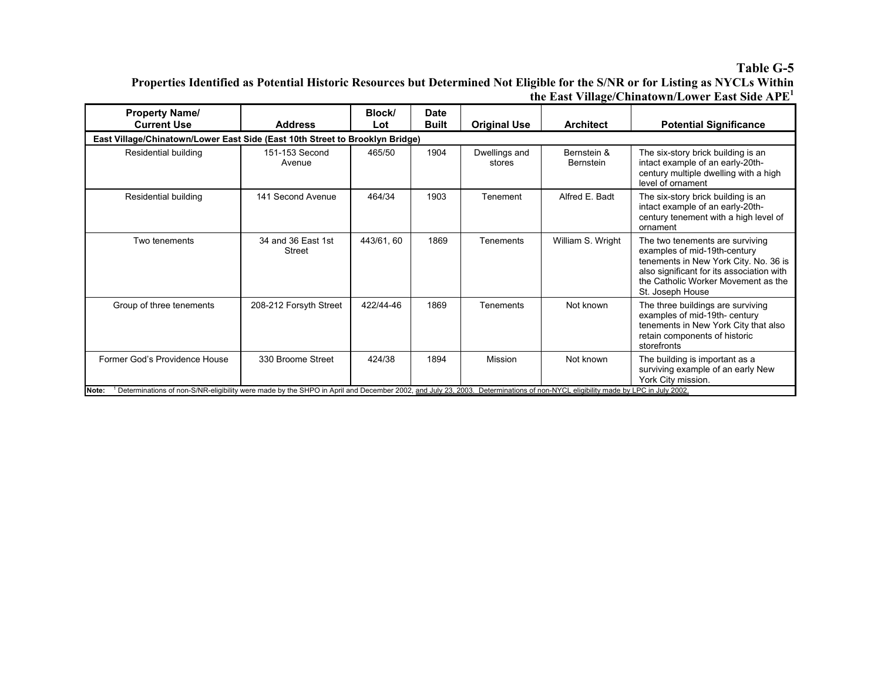**Table G-5**
**Properties Identified as Potential Historic Resources but Determined Not Eligible for the S/NR or for Listing as NYCLs Within the East Village/Chinatown/Lower East Side APE[1]**

| Property Name/ Current Use | Address | Block/ Lot | Date Built | Original Use | Architect | Potential Significance |
|---|---|---|---|---|---|---|
| **East Village/Chinatown/Lower East Side (East 10th Street to Brooklyn Bridge)** | | | | | | |
| Residential building | 151-153 Second Avenue | 465/50 | 1904 | Dwellings and stores | Bernstein & Bernstein | The six-story brick building is an intact example of an early-20th-century multiple dwelling with a high level of ornament |
| Residential building | 141 Second Avenue | 464/34 | 1903 | Tenement | Alfred E. Badt | The six-story brick building is an intact example of an early-20th-century tenement with a high level of ornament |
| Two tenements | 34 and 36 East 1st Street | 443/61, 60 | 1869 | Tenements | William S. Wright | The two tenements are surviving examples of mid-19th-century tenements in New York City. No. 36 is also significant for its association with the Catholic Worker Movement as the St. Joseph House |
| Group of three tenements | 208-212 Forsyth Street | 422/44-46 | 1869 | Tenements | Not known | The three buildings are surviving examples of mid-19th- century tenements in New York City that also retain components of historic storefronts |
| Former God's Providence House | 330 Broome Street | 424/38 | 1894 | Mission | Not known | The building is important as a surviving example of an early New York City mission. |

**Note:** [1] Determinations of non-S/NR-eligibility were made by the SHPO in April and December 2002, and July 23, 2003. Determinations of non-NYCL eligibility made by LPC in July 2002.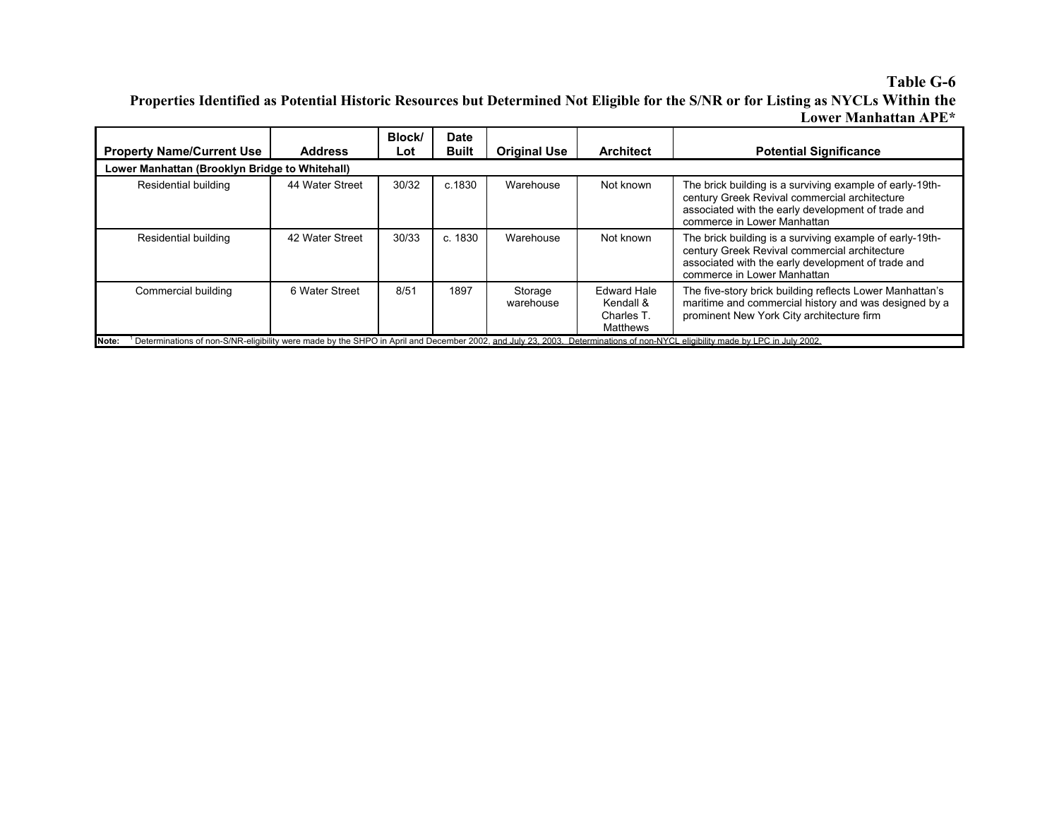**Table G-6**
**Properties Identified as Potential Historic Resources but Determined Not Eligible for the S/NR or for Listing as NYCLs Within the Lower Manhattan APE***

| Property Name/Current Use | Address | Block/ Lot | Date Built | Original Use | Architect | Potential Significance |
|---|---|---|---|---|---|---|
| **Lower Manhattan (Brooklyn Bridge to Whitehall)** | | | | | | |
| Residential building | 44 Water Street | 30/32 | c.1830 | Warehouse | Not known | The brick building is a surviving example of early-19th-century Greek Revival commercial architecture associated with the early development of trade and commerce in Lower Manhattan |
| Residential building | 42 Water Street | 30/33 | c. 1830 | Warehouse | Not known | The brick building is a surviving example of early-19th-century Greek Revival commercial architecture associated with the early development of trade and commerce in Lower Manhattan |
| Commercial building | 6 Water Street | 8/51 | 1897 | Storage warehouse | Edward Hale Kendall & Charles T. Matthews | The five-story brick building reflects Lower Manhattan's maritime and commercial history and was designed by a prominent New York City architecture firm |

**Note:** [1] Determinations of non-S/NR-eligibility were made by the SHPO in April and December 2002, and July 23, 2003. Determinations of non-NYCL eligibility made by LPC in July 2002.